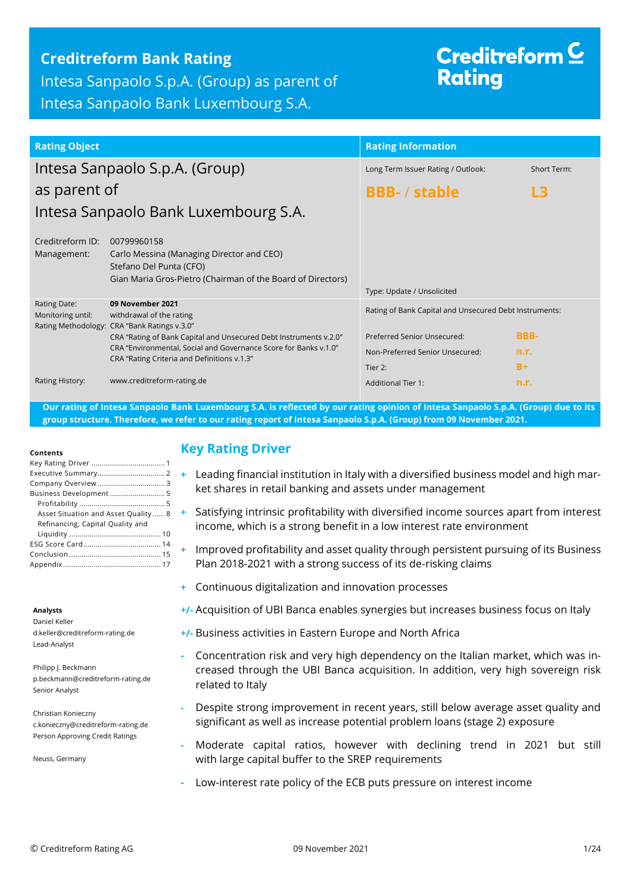# Creditreform Bank Rating

Intesa Sanpaolo S.p.A. (Group) as parent of Intesa Sanpaolo Bank Luxembourg S.A.

Creditreform Rating

| Rating Object | | Rating Information | |
|---|---|---|---|
| **Intesa Sanpaolo S.p.A. (Group) as parent of Intesa Sanpaolo Bank Luxembourg S.A.** | | Long Term Issuer Rating / Outlook: | Short Term: |
| | | **BBB- / stable** | **L3** |
| Creditreform ID: | 00799960158 | | |
| Management: | Carlo Messina (Managing Director and CEO)<br>Stefano Del Punta (CFO)<br>Gian Maria Gros-Pietro (Chairman of the Board of Directors) | Type: Update / Unsolicited | |
| Rating Date: | **09 November 2021** | Rating of Bank Capital and Unsecured Debt Instruments: | |
| Monitoring until: | withdrawal of the rating | | |
| Rating Methodology: | CRA "Bank Ratings v.3.0"<br>CRA "Rating of Bank Capital and Unsecured Debt Instruments v.2.0"<br>CRA "Environmental, Social and Governance Score for Banks v.1.0"<br>CRA "Rating Criteria and Definitions v.1.3" | Preferred Senior Unsecured: | BBB- |
| | | Non-Preferred Senior Unsecured: | n.r. |
| | | Tier 2: | B+ |
| Rating History: | www.creditreform-rating.de | Additional Tier 1: | n.r. |

**Our rating of Intesa Sanpaolo Bank Luxembourg S.A. is reflected by our rating opinion of Intesa Sanpaolo S.p.A. (Group) due to its group structure. Therefore, we refer to our rating report of Intesa Sanpaolo S.p.A. (Group) from 09 November 2021.**

**Contents**

- Key Rating Driver ..... 1
- Executive Summary ..... 2
- Company Overview ..... 3
- Business Development ..... 5
  - Profitability ..... 5
  - Asset Situation and Asset Quality ..... 8
  - Refinancing, Capital Quality and Liquidity ..... 10
- ESG Score Card ..... 14
- Conclusion ..... 15
- Appendix ..... 17

**Analysts**

Daniel Keller
d.keller@creditreform-rating.de
Lead-Analyst

Philipp J. Beckmann
p.beckmann@creditreform-rating.de
Senior Analyst

Christian Konieczny
c.konieczny@creditreform-rating.de
Person Approving Credit Ratings

Neuss, Germany

## Key Rating Driver

- \+ Leading financial institution in Italy with a diversified business model and high market shares in retail banking and assets under management
- \+ Satisfying intrinsic profitability with diversified income sources apart from interest income, which is a strong benefit in a low interest rate environment
- \+ Improved profitability and asset quality through persistent pursuing of its Business Plan 2018-2021 with a strong success of its de-risking claims
- \+ Continuous digitalization and innovation processes
- +/- Acquisition of UBI Banca enables synergies but increases business focus on Italy
- +/- Business activities in Eastern Europe and North Africa
- \- Concentration risk and very high dependency on the Italian market, which was increased through the UBI Banca acquisition. In addition, very high sovereign risk related to Italy
- \- Despite strong improvement in recent years, still below average asset quality and significant as well as increase potential problem loans (stage 2) exposure
- \- Moderate capital ratios, however with declining trend in 2021 but still with large capital buffer to the SREP requirements
- \- Low-interest rate policy of the ECB puts pressure on interest income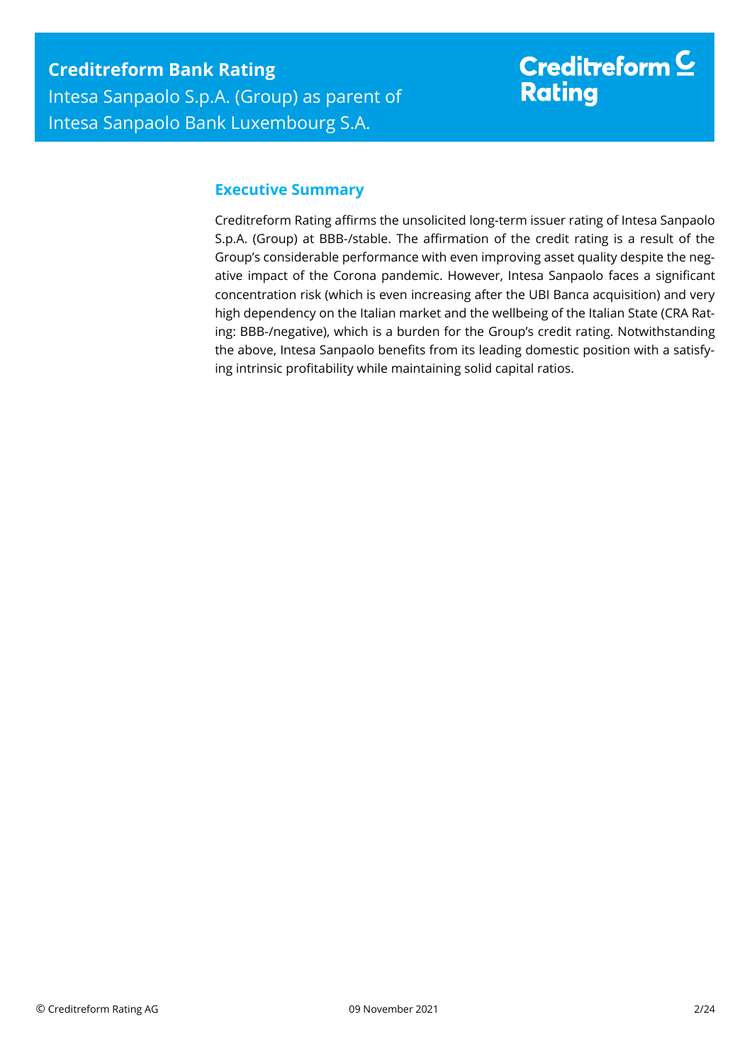## Executive Summary

Creditreform Rating affirms the unsolicited long-term issuer rating of Intesa Sanpaolo S.p.A. (Group) at BBB-/stable. The affirmation of the credit rating is a result of the Group's considerable performance with even improving asset quality despite the negative impact of the Corona pandemic. However, Intesa Sanpaolo faces a significant concentration risk (which is even increasing after the UBI Banca acquisition) and very high dependency on the Italian market and the wellbeing of the Italian State (CRA Rating: BBB-/negative), which is a burden for the Group's credit rating. Notwithstanding the above, Intesa Sanpaolo benefits from its leading domestic position with a satisfying intrinsic profitability while maintaining solid capital ratios.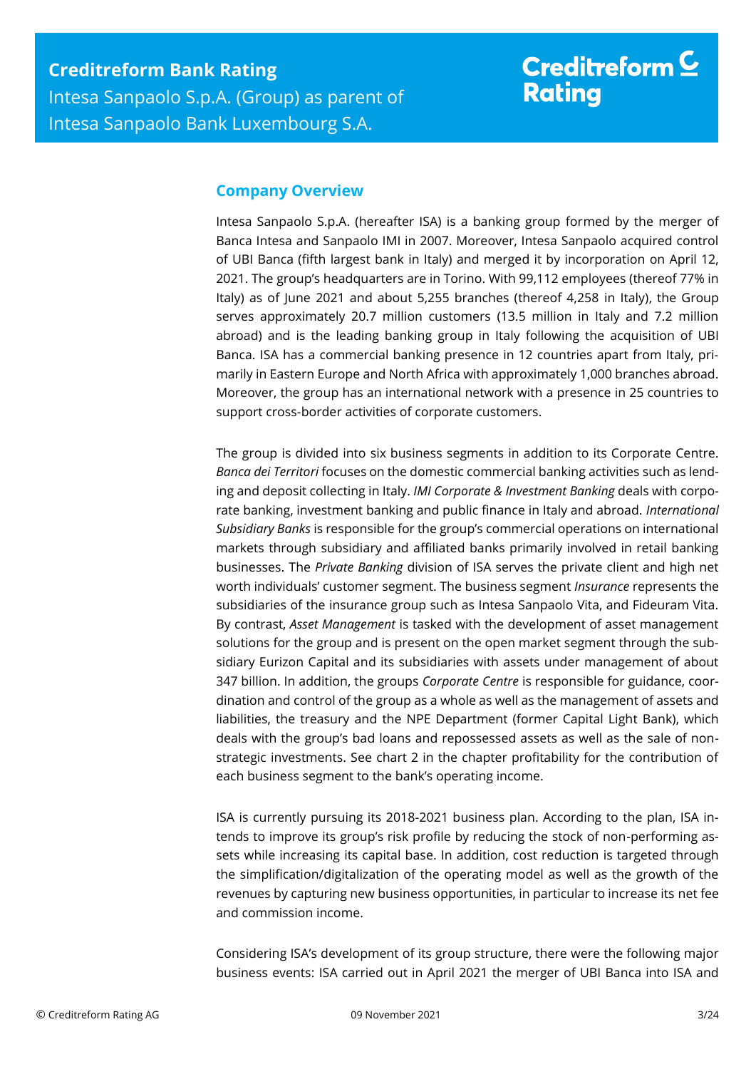## Company Overview

Intesa Sanpaolo S.p.A. (hereafter ISA) is a banking group formed by the merger of Banca Intesa and Sanpaolo IMI in 2007. Moreover, Intesa Sanpaolo acquired control of UBI Banca (fifth largest bank in Italy) and merged it by incorporation on April 12, 2021. The group's headquarters are in Torino. With 99,112 employees (thereof 77% in Italy) as of June 2021 and about 5,255 branches (thereof 4,258 in Italy), the Group serves approximately 20.7 million customers (13.5 million in Italy and 7.2 million abroad) and is the leading banking group in Italy following the acquisition of UBI Banca. ISA has a commercial banking presence in 12 countries apart from Italy, primarily in Eastern Europe and North Africa with approximately 1,000 branches abroad. Moreover, the group has an international network with a presence in 25 countries to support cross-border activities of corporate customers.

The group is divided into six business segments in addition to its Corporate Centre. *Banca dei Territori* focuses on the domestic commercial banking activities such as lending and deposit collecting in Italy. *IMI Corporate & Investment Banking* deals with corporate banking, investment banking and public finance in Italy and abroad. *International Subsidiary Banks* is responsible for the group's commercial operations on international markets through subsidiary and affiliated banks primarily involved in retail banking businesses. The *Private Banking* division of ISA serves the private client and high net worth individuals' customer segment. The business segment *Insurance* represents the subsidiaries of the insurance group such as Intesa Sanpaolo Vita, and Fideuram Vita. By contrast, *Asset Management* is tasked with the development of asset management solutions for the group and is present on the open market segment through the subsidiary Eurizon Capital and its subsidiaries with assets under management of about 347 billion. In addition, the groups *Corporate Centre* is responsible for guidance, coordination and control of the group as a whole as well as the management of assets and liabilities, the treasury and the NPE Department (former Capital Light Bank), which deals with the group's bad loans and repossessed assets as well as the sale of non-strategic investments. See chart 2 in the chapter profitability for the contribution of each business segment to the bank's operating income.

ISA is currently pursuing its 2018-2021 business plan. According to the plan, ISA intends to improve its group's risk profile by reducing the stock of non-performing assets while increasing its capital base. In addition, cost reduction is targeted through the simplification/digitalization of the operating model as well as the growth of the revenues by capturing new business opportunities, in particular to increase its net fee and commission income.

Considering ISA's development of its group structure, there were the following major business events: ISA carried out in April 2021 the merger of UBI Banca into ISA and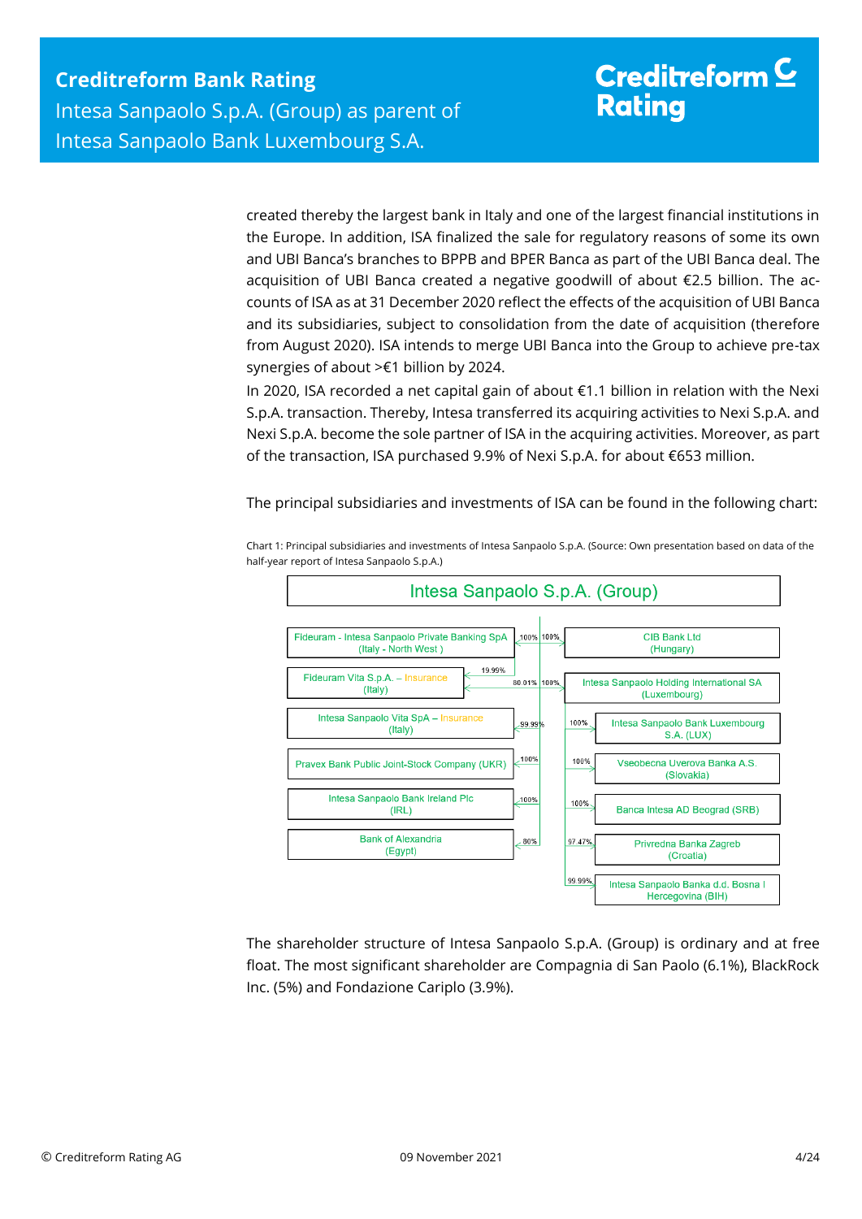created thereby the largest bank in Italy and one of the largest financial institutions in the Europe. In addition, ISA finalized the sale for regulatory reasons of some its own and UBI Banca's branches to BPPB and BPER Banca as part of the UBI Banca deal. The acquisition of UBI Banca created a negative goodwill of about €2.5 billion. The accounts of ISA as at 31 December 2020 reflect the effects of the acquisition of UBI Banca and its subsidiaries, subject to consolidation from the date of acquisition (therefore from August 2020). ISA intends to merge UBI Banca into the Group to achieve pre-tax synergies of about >€1 billion by 2024.

In 2020, ISA recorded a net capital gain of about €1.1 billion in relation with the Nexi S.p.A. transaction. Thereby, Intesa transferred its acquiring activities to Nexi S.p.A. and Nexi S.p.A. become the sole partner of ISA in the acquiring activities. Moreover, as part of the transaction, ISA purchased 9.9% of Nexi S.p.A. for about €653 million.

The principal subsidiaries and investments of ISA can be found in the following chart:

Chart 1: Principal subsidiaries and investments of Intesa Sanpaolo S.p.A. (Source: Own presentation based on data of the half-year report of Intesa Sanpaolo S.p.A.)

**Intesa Sanpaolo S.p.A. (Group)**

| Subsidiary | Share | | Share | Subsidiary |
|---|---|---|---|---|
| Fideuram - Intesa Sanpaolo Private Banking SpA (Italy - North West) | 100% | | 100% | CIB Bank Ltd (Hungary) |
| Fideuram Vita S.p.A. – Insurance (Italy) | 19.99% / 80.01% | | 100% | Intesa Sanpaolo Holding International SA (Luxembourg) |
| Intesa Sanpaolo Vita SpA – Insurance (Italy) | 99.99% | | 100% | Intesa Sanpaolo Bank Luxembourg S.A. (LUX) |
| Pravex Bank Public Joint-Stock Company (UKR) | 100% | | 100% | Vseobecna Uverova Banka A.S. (Slovakia) |
| Intesa Sanpaolo Bank Ireland Plc (IRL) | 100% | | 100% | Banca Intesa AD Beograd (SRB) |
| Bank of Alexandria (Egypt) | 80% | | 97.47% | Privredna Banka Zagreb (Croatia) |
| | | | 99.99% | Intesa Sanpaolo Banka d.d. Bosna I Hercegovina (BIH) |

The shareholder structure of Intesa Sanpaolo S.p.A. (Group) is ordinary and at free float. The most significant shareholder are Compagnia di San Paolo (6.1%), BlackRock Inc. (5%) and Fondazione Cariplo (3.9%).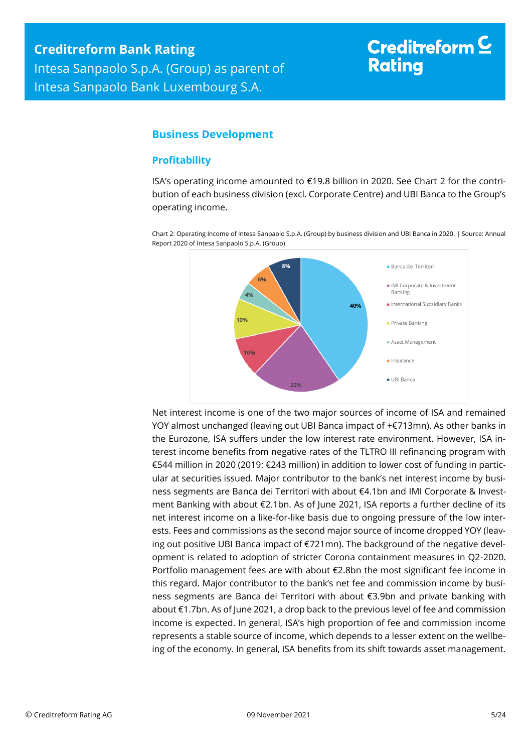## Business Development

### Profitability

ISA's operating income amounted to €19.8 billion in 2020. See Chart 2 for the contribution of each business division (excl. Corporate Centre) and UBI Banca to the Group's operating income.

Chart 2: Operating Income of Intesa Sanpaolo S.p.A. (Group) by business division and UBI Banca in 2020. | Source: Annual Report 2020 of Intesa Sanpaolo S.p.A. (Group)

| Segment | Share |
|---|---|
| Banca dei Territori | 40% |
| IMI Corporate & Investment Banking | 22% |
| International Subsidiary Banks | 10% |
| Private Banking | 10% |
| Asset Management | 4% |
| Insurance | 6% |
| UBI Banca | 8% |

Net interest income is one of the two major sources of income of ISA and remained YOY almost unchanged (leaving out UBI Banca impact of +€713mn). As other banks in the Eurozone, ISA suffers under the low interest rate environment. However, ISA interest income benefits from negative rates of the TLTRO III refinancing program with €544 million in 2020 (2019: €243 million) in addition to lower cost of funding in particular at securities issued. Major contributor to the bank's net interest income by business segments are Banca dei Territori with about €4.1bn and IMI Corporate & Investment Banking with about €2.1bn. As of June 2021, ISA reports a further decline of its net interest income on a like-for-like basis due to ongoing pressure of the low interests. Fees and commissions as the second major source of income dropped YOY (leaving out positive UBI Banca impact of €721mn). The background of the negative development is related to adoption of stricter Corona containment measures in Q2-2020. Portfolio management fees are with about €2.8bn the most significant fee income in this regard. Major contributor to the bank's net fee and commission income by business segments are Banca dei Territori with about €3.9bn and private banking with about €1.7bn. As of June 2021, a drop back to the previous level of fee and commission income is expected. In general, ISA's high proportion of fee and commission income represents a stable source of income, which depends to a lesser extent on the wellbeing of the economy. In general, ISA benefits from its shift towards asset management.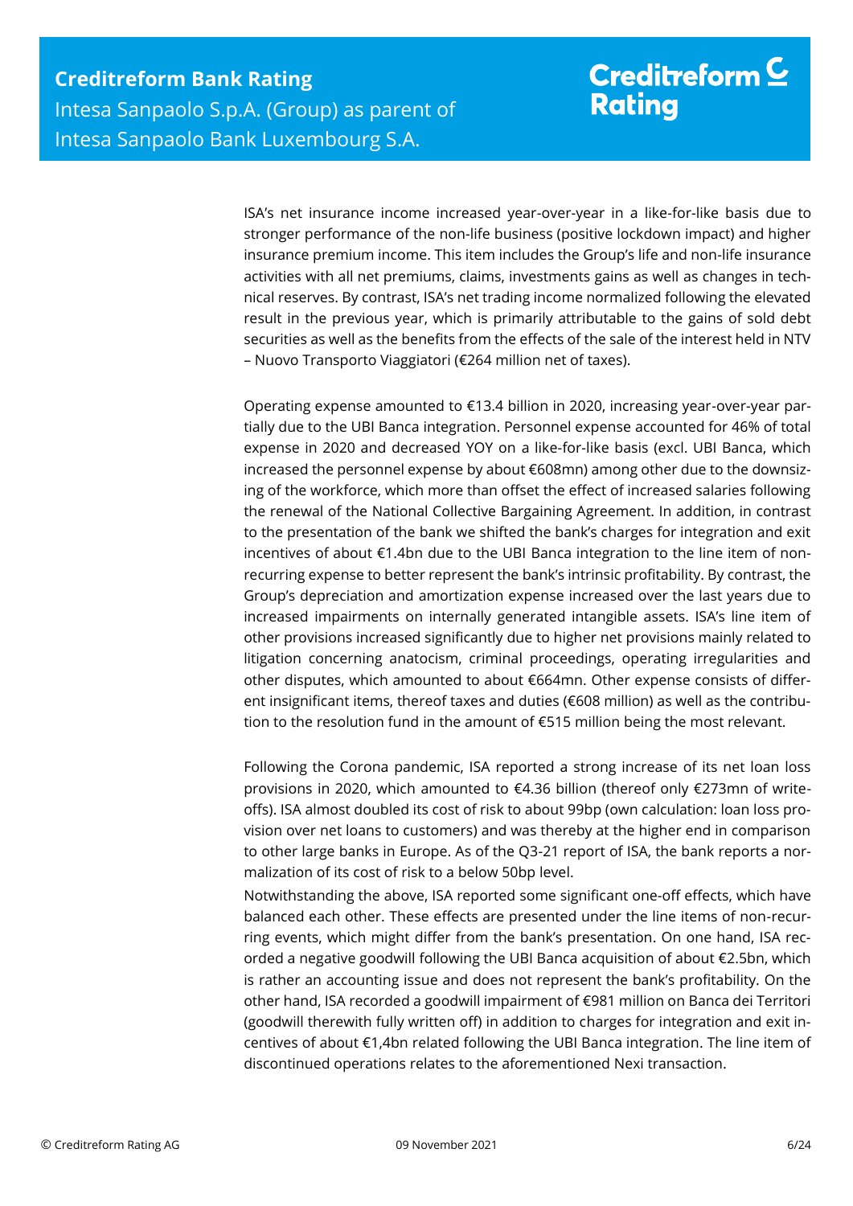ISA's net insurance income increased year-over-year in a like-for-like basis due to stronger performance of the non-life business (positive lockdown impact) and higher insurance premium income. This item includes the Group's life and non-life insurance activities with all net premiums, claims, investments gains as well as changes in technical reserves. By contrast, ISA's net trading income normalized following the elevated result in the previous year, which is primarily attributable to the gains of sold debt securities as well as the benefits from the effects of the sale of the interest held in NTV – Nuovo Transporto Viaggiatori (€264 million net of taxes).

Operating expense amounted to €13.4 billion in 2020, increasing year-over-year partially due to the UBI Banca integration. Personnel expense accounted for 46% of total expense in 2020 and decreased YOY on a like-for-like basis (excl. UBI Banca, which increased the personnel expense by about €608mn) among other due to the downsizing of the workforce, which more than offset the effect of increased salaries following the renewal of the National Collective Bargaining Agreement. In addition, in contrast to the presentation of the bank we shifted the bank's charges for integration and exit incentives of about €1.4bn due to the UBI Banca integration to the line item of non-recurring expense to better represent the bank's intrinsic profitability. By contrast, the Group's depreciation and amortization expense increased over the last years due to increased impairments on internally generated intangible assets. ISA's line item of other provisions increased significantly due to higher net provisions mainly related to litigation concerning anatocism, criminal proceedings, operating irregularities and other disputes, which amounted to about €664mn. Other expense consists of different insignificant items, thereof taxes and duties (€608 million) as well as the contribution to the resolution fund in the amount of €515 million being the most relevant.

Following the Corona pandemic, ISA reported a strong increase of its net loan loss provisions in 2020, which amounted to €4.36 billion (thereof only €273mn of write-offs). ISA almost doubled its cost of risk to about 99bp (own calculation: loan loss provision over net loans to customers) and was thereby at the higher end in comparison to other large banks in Europe. As of the Q3-21 report of ISA, the bank reports a normalization of its cost of risk to a below 50bp level.

Notwithstanding the above, ISA reported some significant one-off effects, which have balanced each other. These effects are presented under the line items of non-recurring events, which might differ from the bank's presentation. On one hand, ISA recorded a negative goodwill following the UBI Banca acquisition of about €2.5bn, which is rather an accounting issue and does not represent the bank's profitability. On the other hand, ISA recorded a goodwill impairment of €981 million on Banca dei Territori (goodwill therewith fully written off) in addition to charges for integration and exit incentives of about €1,4bn related following the UBI Banca integration. The line item of discontinued operations relates to the aforementioned Nexi transaction.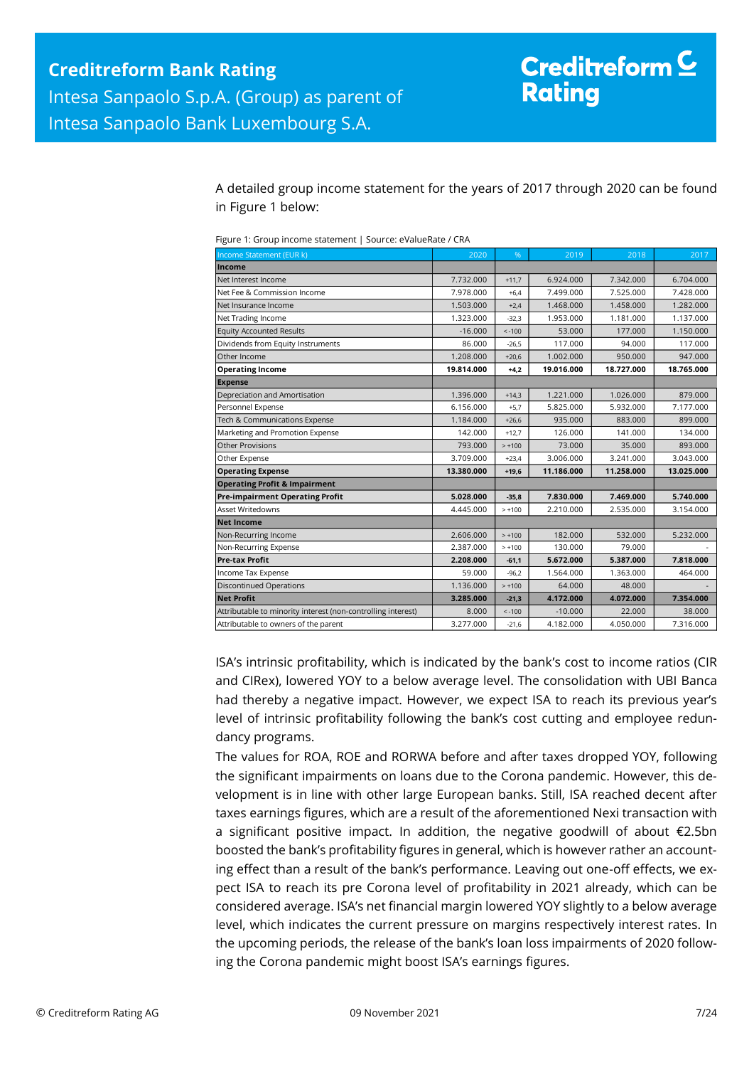A detailed group income statement for the years of 2017 through 2020 can be found in Figure 1 below:

Figure 1: Group income statement | Source: eValueRate / CRA

| Income Statement (EUR k) | 2020 | % | 2019 | 2018 | 2017 |
|---|---|---|---|---|---|
| **Income** | | | | | |
| Net Interest Income | 7.732.000 | +11,7 | 6.924.000 | 7.342.000 | 6.704.000 |
| Net Fee & Commission Income | 7.978.000 | +6,4 | 7.499.000 | 7.525.000 | 7.428.000 |
| Net Insurance Income | 1.503.000 | +2,4 | 1.468.000 | 1.458.000 | 1.282.000 |
| Net Trading Income | 1.323.000 | -32,3 | 1.953.000 | 1.181.000 | 1.137.000 |
| Equity Accounted Results | -16.000 | < -100 | 53.000 | 177.000 | 1.150.000 |
| Dividends from Equity Instruments | 86.000 | -26,5 | 117.000 | 94.000 | 117.000 |
| Other Income | 1.208.000 | +20,6 | 1.002.000 | 950.000 | 947.000 |
| **Operating Income** | **19.814.000** | **+4,2** | **19.016.000** | **18.727.000** | **18.765.000** |
| **Expense** | | | | | |
| Depreciation and Amortisation | 1.396.000 | +14,3 | 1.221.000 | 1.026.000 | 879.000 |
| Personnel Expense | 6.156.000 | +5,7 | 5.825.000 | 5.932.000 | 7.177.000 |
| Tech & Communications Expense | 1.184.000 | +26,6 | 935.000 | 883.000 | 899.000 |
| Marketing and Promotion Expense | 142.000 | +12,7 | 126.000 | 141.000 | 134.000 |
| Other Provisions | 793.000 | > +100 | 73.000 | 35.000 | 893.000 |
| Other Expense | 3.709.000 | +23,4 | 3.006.000 | 3.241.000 | 3.043.000 |
| **Operating Expense** | **13.380.000** | **+19,6** | **11.186.000** | **11.258.000** | **13.025.000** |
| **Operating Profit & Impairment** | | | | | |
| **Pre-impairment Operating Profit** | **5.028.000** | **-35,8** | **7.830.000** | **7.469.000** | **5.740.000** |
| Asset Writedowns | 4.445.000 | > +100 | 2.210.000 | 2.535.000 | 3.154.000 |
| **Net Income** | | | | | |
| Non-Recurring Income | 2.606.000 | > +100 | 182.000 | 532.000 | 5.232.000 |
| Non-Recurring Expense | 2.387.000 | > +100 | 130.000 | 79.000 | - |
| **Pre-tax Profit** | **2.208.000** | **-61,1** | **5.672.000** | **5.387.000** | **7.818.000** |
| Income Tax Expense | 59.000 | -96,2 | 1.564.000 | 1.363.000 | 464.000 |
| Discontinued Operations | 1.136.000 | > +100 | 64.000 | 48.000 | - |
| **Net Profit** | **3.285.000** | **-21,3** | **4.172.000** | **4.072.000** | **7.354.000** |
| Attributable to minority interest (non-controlling interest) | 8.000 | < -100 | -10.000 | 22.000 | 38.000 |
| Attributable to owners of the parent | 3.277.000 | -21,6 | 4.182.000 | 4.050.000 | 7.316.000 |

ISA's intrinsic profitability, which is indicated by the bank's cost to income ratios (CIR and CIRex), lowered YOY to a below average level. The consolidation with UBI Banca had thereby a negative impact. However, we expect ISA to reach its previous year's level of intrinsic profitability following the bank's cost cutting and employee redundancy programs.

The values for ROA, ROE and RORWA before and after taxes dropped YOY, following the significant impairments on loans due to the Corona pandemic. However, this development is in line with other large European banks. Still, ISA reached decent after taxes earnings figures, which are a result of the aforementioned Nexi transaction with a significant positive impact. In addition, the negative goodwill of about €2.5bn boosted the bank's profitability figures in general, which is however rather an accounting effect than a result of the bank's performance. Leaving out one-off effects, we expect ISA to reach its pre Corona level of profitability in 2021 already, which can be considered average. ISA's net financial margin lowered YOY slightly to a below average level, which indicates the current pressure on margins respectively interest rates. In the upcoming periods, the release of the bank's loan loss impairments of 2020 following the Corona pandemic might boost ISA's earnings figures.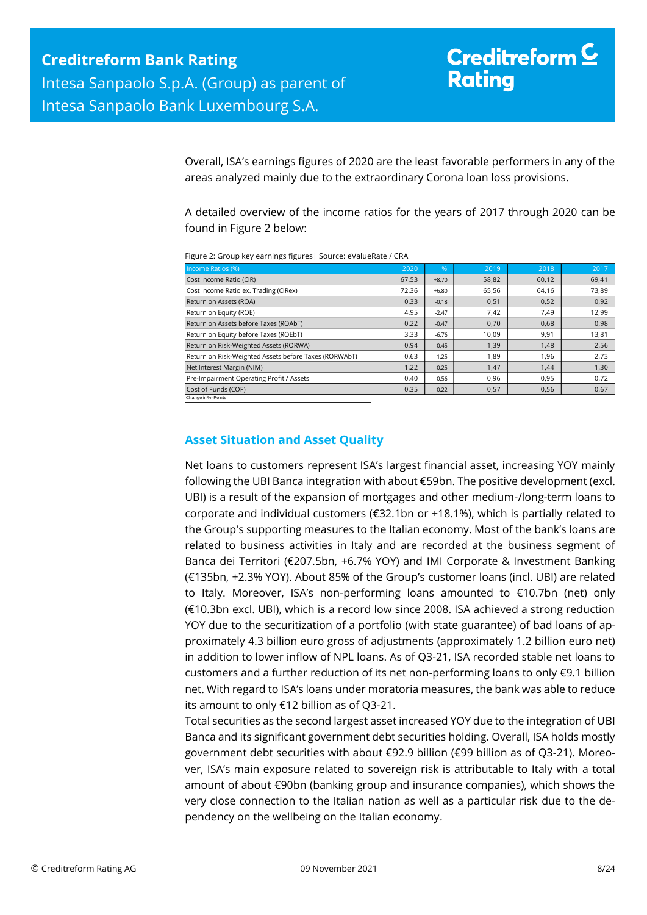Overall, ISA's earnings figures of 2020 are the least favorable performers in any of the areas analyzed mainly due to the extraordinary Corona loan loss provisions.

A detailed overview of the income ratios for the years of 2017 through 2020 can be found in Figure 2 below:

Figure 2: Group key earnings figures| Source: eValueRate / CRA

| Income Ratios (%) | 2020 | % | 2019 | 2018 | 2017 |
|---|---|---|---|---|---|
| Cost Income Ratio (CIR) | 67,53 | +8,70 | 58,82 | 60,12 | 69,41 |
| Cost Income Ratio ex. Trading (CIRex) | 72,36 | +6,80 | 65,56 | 64,16 | 73,89 |
| Return on Assets (ROA) | 0,33 | -0,18 | 0,51 | 0,52 | 0,92 |
| Return on Equity (ROE) | 4,95 | -2,47 | 7,42 | 7,49 | 12,99 |
| Return on Assets before Taxes (ROAbT) | 0,22 | -0,47 | 0,70 | 0,68 | 0,98 |
| Return on Equity before Taxes (ROEbT) | 3,33 | -6,76 | 10,09 | 9,91 | 13,81 |
| Return on Risk-Weighted Assets (RORWA) | 0,94 | -0,45 | 1,39 | 1,48 | 2,56 |
| Return on Risk-Weighted Assets before Taxes (RORWAbT) | 0,63 | -1,25 | 1,89 | 1,96 | 2,73 |
| Net Interest Margin (NIM) | 1,22 | -0,25 | 1,47 | 1,44 | 1,30 |
| Pre-Impairment Operating Profit / Assets | 0,40 | -0,56 | 0,96 | 0,95 | 0,72 |
| Cost of Funds (COF) | 0,35 | -0,22 | 0,57 | 0,56 | 0,67 |

Change in %- Points

## Asset Situation and Asset Quality

Net loans to customers represent ISA's largest financial asset, increasing YOY mainly following the UBI Banca integration with about €59bn. The positive development (excl. UBI) is a result of the expansion of mortgages and other medium-/long-term loans to corporate and individual customers (€32.1bn or +18.1%), which is partially related to the Group's supporting measures to the Italian economy. Most of the bank's loans are related to business activities in Italy and are recorded at the business segment of Banca dei Territori (€207.5bn, +6.7% YOY) and IMI Corporate & Investment Banking (€135bn, +2.3% YOY). About 85% of the Group's customer loans (incl. UBI) are related to Italy. Moreover, ISA's non-performing loans amounted to €10.7bn (net) only (€10.3bn excl. UBI), which is a record low since 2008. ISA achieved a strong reduction YOY due to the securitization of a portfolio (with state guarantee) of bad loans of approximately 4.3 billion euro gross of adjustments (approximately 1.2 billion euro net) in addition to lower inflow of NPL loans. As of Q3-21, ISA recorded stable net loans to customers and a further reduction of its net non-performing loans to only €9.1 billion net. With regard to ISA's loans under moratoria measures, the bank was able to reduce its amount to only €12 billion as of Q3-21.

Total securities as the second largest asset increased YOY due to the integration of UBI Banca and its significant government debt securities holding. Overall, ISA holds mostly government debt securities with about €92.9 billion (€99 billion as of Q3-21). Moreover, ISA's main exposure related to sovereign risk is attributable to Italy with a total amount of about €90bn (banking group and insurance companies), which shows the very close connection to the Italian nation as well as a particular risk due to the dependency on the wellbeing on the Italian economy.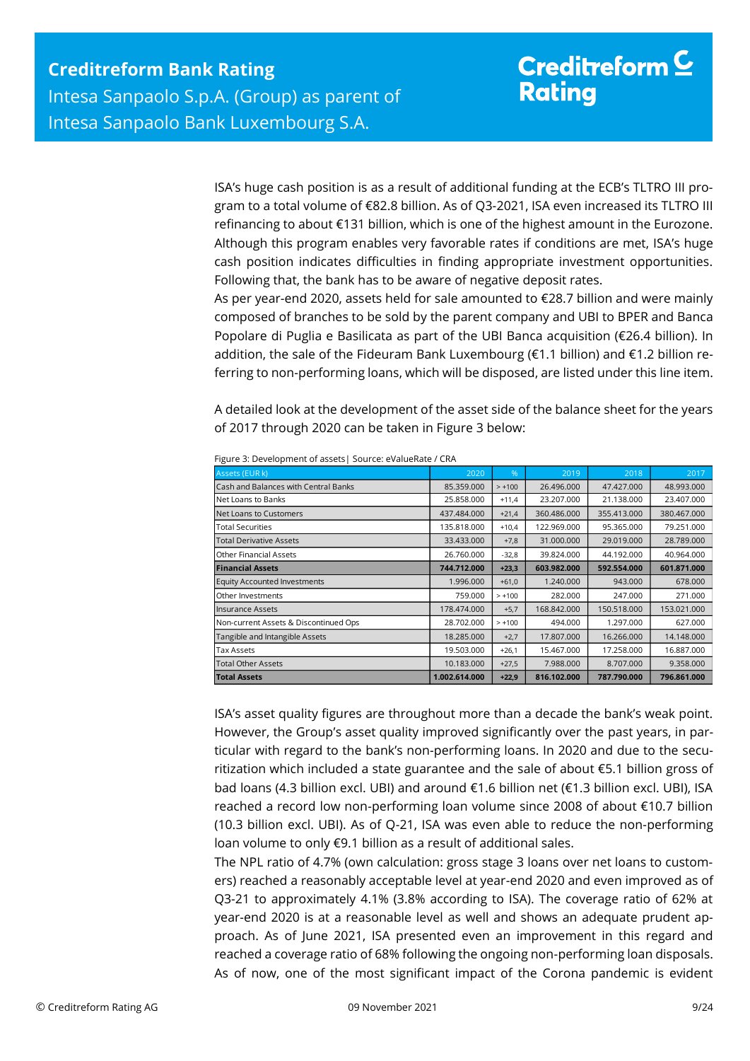ISA's huge cash position is as a result of additional funding at the ECB's TLTRO III program to a total volume of €82.8 billion. As of Q3-2021, ISA even increased its TLTRO III refinancing to about €131 billion, which is one of the highest amount in the Eurozone. Although this program enables very favorable rates if conditions are met, ISA's huge cash position indicates difficulties in finding appropriate investment opportunities. Following that, the bank has to be aware of negative deposit rates.
As per year-end 2020, assets held for sale amounted to €28.7 billion and were mainly composed of branches to be sold by the parent company and UBI to BPER and Banca Popolare di Puglia e Basilicata as part of the UBI Banca acquisition (€26.4 billion). In addition, the sale of the Fideuram Bank Luxembourg (€1.1 billion) and €1.2 billion referring to non-performing loans, which will be disposed, are listed under this line item.

A detailed look at the development of the asset side of the balance sheet for the years of 2017 through 2020 can be taken in Figure 3 below:

Figure 3: Development of assets| Source: eValueRate / CRA

| Assets (EUR k) | 2020 | % | 2019 | 2018 | 2017 |
|---|---|---|---|---|---|
| Cash and Balances with Central Banks | 85.359.000 | > +100 | 26.496.000 | 47.427.000 | 48.993.000 |
| Net Loans to Banks | 25.858.000 | +11,4 | 23.207.000 | 21.138.000 | 23.407.000 |
| Net Loans to Customers | 437.484.000 | +21,4 | 360.486.000 | 355.413.000 | 380.467.000 |
| Total Securities | 135.818.000 | +10,4 | 122.969.000 | 95.365.000 | 79.251.000 |
| Total Derivative Assets | 33.433.000 | +7,8 | 31.000.000 | 29.019.000 | 28.789.000 |
| Other Financial Assets | 26.760.000 | -32,8 | 39.824.000 | 44.192.000 | 40.964.000 |
| **Financial Assets** | **744.712.000** | **+23,3** | **603.982.000** | **592.554.000** | **601.871.000** |
| Equity Accounted Investments | 1.996.000 | +61,0 | 1.240.000 | 943.000 | 678.000 |
| Other Investments | 759.000 | > +100 | 282.000 | 247.000 | 271.000 |
| Insurance Assets | 178.474.000 | +5,7 | 168.842.000 | 150.518.000 | 153.021.000 |
| Non-current Assets & Discontinued Ops | 28.702.000 | > +100 | 494.000 | 1.297.000 | 627.000 |
| Tangible and Intangible Assets | 18.285.000 | +2,7 | 17.807.000 | 16.266.000 | 14.148.000 |
| Tax Assets | 19.503.000 | +26,1 | 15.467.000 | 17.258.000 | 16.887.000 |
| Total Other Assets | 10.183.000 | +27,5 | 7.988.000 | 8.707.000 | 9.358.000 |
| **Total Assets** | **1.002.614.000** | **+22,9** | **816.102.000** | **787.790.000** | **796.861.000** |

ISA's asset quality figures are throughout more than a decade the bank's weak point. However, the Group's asset quality improved significantly over the past years, in particular with regard to the bank's non-performing loans. In 2020 and due to the securitization which included a state guarantee and the sale of about €5.1 billion gross of bad loans (4.3 billion excl. UBI) and around €1.6 billion net (€1.3 billion excl. UBI), ISA reached a record low non-performing loan volume since 2008 of about €10.7 billion (10.3 billion excl. UBI). As of Q-21, ISA was even able to reduce the non-performing loan volume to only €9.1 billion as a result of additional sales.
The NPL ratio of 4.7% (own calculation: gross stage 3 loans over net loans to customers) reached a reasonably acceptable level at year-end 2020 and even improved as of Q3-21 to approximately 4.1% (3.8% according to ISA). The coverage ratio of 62% at year-end 2020 is at a reasonable level as well and shows an adequate prudent approach. As of June 2021, ISA presented even an improvement in this regard and reached a coverage ratio of 68% following the ongoing non-performing loan disposals. As of now, one of the most significant impact of the Corona pandemic is evident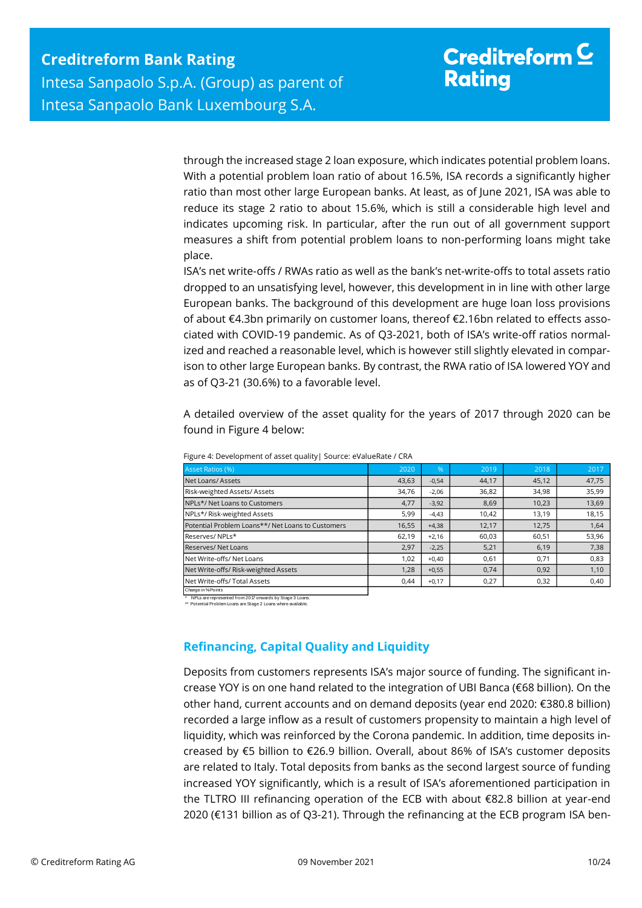through the increased stage 2 loan exposure, which indicates potential problem loans. With a potential problem loan ratio of about 16.5%, ISA records a significantly higher ratio than most other large European banks. At least, as of June 2021, ISA was able to reduce its stage 2 ratio to about 15.6%, which is still a considerable high level and indicates upcoming risk. In particular, after the run out of all government support measures a shift from potential problem loans to non-performing loans might take place.

ISA's net write-offs / RWAs ratio as well as the bank's net-write-offs to total assets ratio dropped to an unsatisfying level, however, this development in in line with other large European banks. The background of this development are huge loan loss provisions of about €4.3bn primarily on customer loans, thereof €2.16bn related to effects associated with COVID-19 pandemic. As of Q3-2021, both of ISA's write-off ratios normalized and reached a reasonable level, which is however still slightly elevated in comparison to other large European banks. By contrast, the RWA ratio of ISA lowered YOY and as of Q3-21 (30.6%) to a favorable level.

A detailed overview of the asset quality for the years of 2017 through 2020 can be found in Figure 4 below:

Figure 4: Development of asset quality| Source: eValueRate / CRA

| Asset Ratios (%) | 2020 | % | 2019 | 2018 | 2017 |
|---|---|---|---|---|---|
| Net Loans/ Assets | 43,63 | -0,54 | 44,17 | 45,12 | 47,75 |
| Risk-weighted Assets/ Assets | 34,76 | -2,06 | 36,82 | 34,98 | 35,99 |
| NPLs*/ Net Loans to Customers | 4,77 | -3,92 | 8,69 | 10,23 | 13,69 |
| NPLs*/ Risk-weighted Assets | 5,99 | -4,43 | 10,42 | 13,19 | 18,15 |
| Potential Problem Loans**/ Net Loans to Customers | 16,55 | +4,38 | 12,17 | 12,75 | 1,64 |
| Reserves/ NPLs* | 62,19 | +2,16 | 60,03 | 60,51 | 53,96 |
| Reserves/ Net Loans | 2,97 | -2,25 | 5,21 | 6,19 | 7,38 |
| Net Write-offs/ Net Loans | 1,02 | +0,40 | 0,61 | 0,71 | 0,83 |
| Net Write-offs/ Risk-weighted Assets | 1,28 | +0,55 | 0,74 | 0,92 | 1,10 |
| Net Write-offs/ Total Assets | 0,44 | +0,17 | 0,27 | 0,32 | 0,40 |

Change in %Points

\* NPLs are represented from 2017 onwards by Stage 3 Loans.
\*\* Potential Problem Loans are Stage 2 Loans where available.

## Refinancing, Capital Quality and Liquidity

Deposits from customers represents ISA's major source of funding. The significant increase YOY is on one hand related to the integration of UBI Banca (€68 billion). On the other hand, current accounts and on demand deposits (year end 2020: €380.8 billion) recorded a large inflow as a result of customers propensity to maintain a high level of liquidity, which was reinforced by the Corona pandemic. In addition, time deposits increased by €5 billion to €26.9 billion. Overall, about 86% of ISA's customer deposits are related to Italy. Total deposits from banks as the second largest source of funding increased YOY significantly, which is a result of ISA's aforementioned participation in the TLTRO III refinancing operation of the ECB with about €82.8 billion at year-end 2020 (€131 billion as of Q3-21). Through the refinancing at the ECB program ISA ben-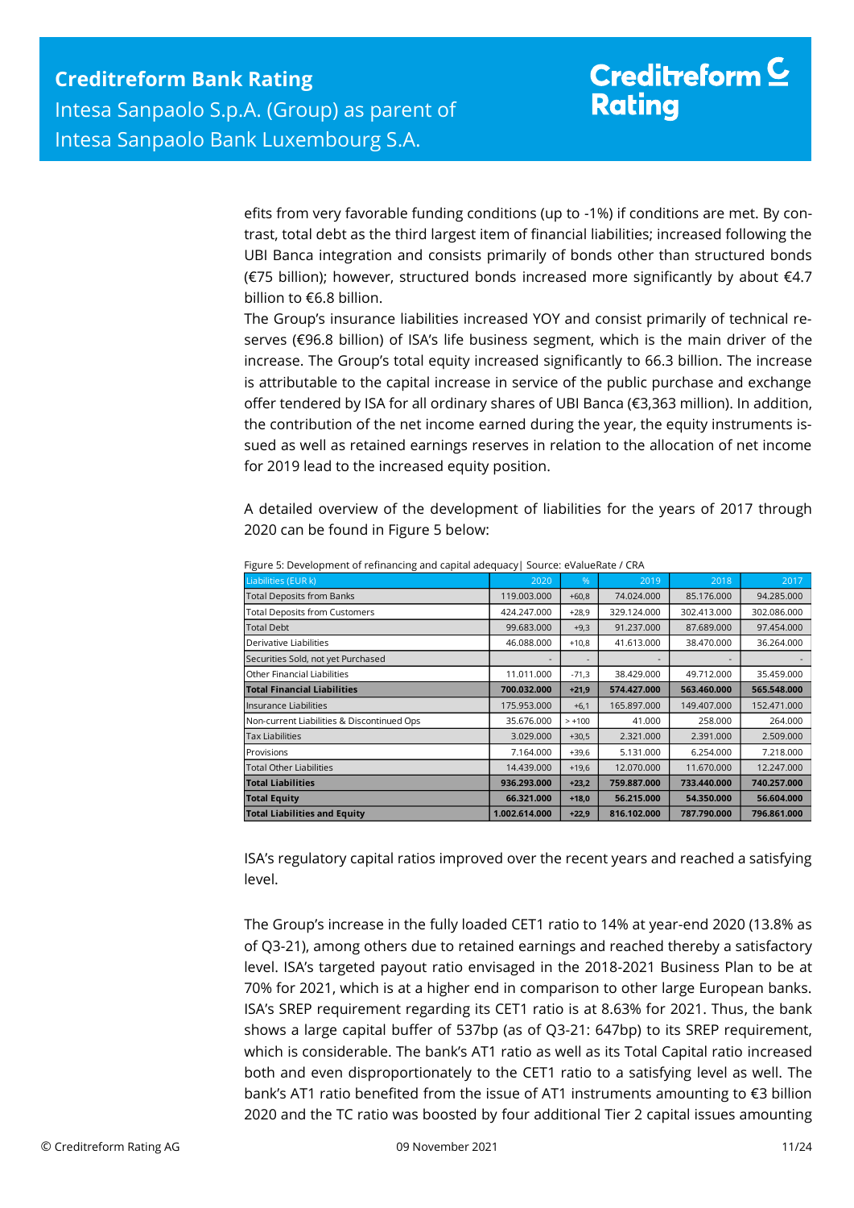efits from very favorable funding conditions (up to -1%) if conditions are met. By contrast, total debt as the third largest item of financial liabilities; increased following the UBI Banca integration and consists primarily of bonds other than structured bonds (€75 billion); however, structured bonds increased more significantly by about €4.7 billion to €6.8 billion.

The Group's insurance liabilities increased YOY and consist primarily of technical reserves (€96.8 billion) of ISA's life business segment, which is the main driver of the increase. The Group's total equity increased significantly to 66.3 billion. The increase is attributable to the capital increase in service of the public purchase and exchange offer tendered by ISA for all ordinary shares of UBI Banca (€3,363 million). In addition, the contribution of the net income earned during the year, the equity instruments issued as well as retained earnings reserves in relation to the allocation of net income for 2019 lead to the increased equity position.

A detailed overview of the development of liabilities for the years of 2017 through 2020 can be found in Figure 5 below:

Figure 5: Development of refinancing and capital adequacy| Source: eValueRate / CRA

| Liabilities (EUR k) | 2020 | % | 2019 | 2018 | 2017 |
|---|---|---|---|---|---|
| Total Deposits from Banks | 119.003.000 | +60,8 | 74.024.000 | 85.176.000 | 94.285.000 |
| Total Deposits from Customers | 424.247.000 | +28,9 | 329.124.000 | 302.413.000 | 302.086.000 |
| Total Debt | 99.683.000 | +9,3 | 91.237.000 | 87.689.000 | 97.454.000 |
| Derivative Liabilities | 46.088.000 | +10,8 | 41.613.000 | 38.470.000 | 36.264.000 |
| Securities Sold, not yet Purchased | - | - | - | - | - |
| Other Financial Liabilities | 11.011.000 | -71,3 | 38.429.000 | 49.712.000 | 35.459.000 |
| **Total Financial Liabilities** | **700.032.000** | **+21,9** | **574.427.000** | **563.460.000** | **565.548.000** |
| Insurance Liabilities | 175.953.000 | +6,1 | 165.897.000 | 149.407.000 | 152.471.000 |
| Non-current Liabilities & Discontinued Ops | 35.676.000 | > +100 | 41.000 | 258.000 | 264.000 |
| Tax Liabilities | 3.029.000 | +30,5 | 2.321.000 | 2.391.000 | 2.509.000 |
| Provisions | 7.164.000 | +39,6 | 5.131.000 | 6.254.000 | 7.218.000 |
| Total Other Liabilities | 14.439.000 | +19,6 | 12.070.000 | 11.670.000 | 12.247.000 |
| **Total Liabilities** | **936.293.000** | **+23,2** | **759.887.000** | **733.440.000** | **740.257.000** |
| **Total Equity** | **66.321.000** | **+18,0** | **56.215.000** | **54.350.000** | **56.604.000** |
| **Total Liabilities and Equity** | **1.002.614.000** | **+22,9** | **816.102.000** | **787.790.000** | **796.861.000** |

ISA's regulatory capital ratios improved over the recent years and reached a satisfying level.

The Group's increase in the fully loaded CET1 ratio to 14% at year-end 2020 (13.8% as of Q3-21), among others due to retained earnings and reached thereby a satisfactory level. ISA's targeted payout ratio envisaged in the 2018-2021 Business Plan to be at 70% for 2021, which is at a higher end in comparison to other large European banks. ISA's SREP requirement regarding its CET1 ratio is at 8.63% for 2021. Thus, the bank shows a large capital buffer of 537bp (as of Q3-21: 647bp) to its SREP requirement, which is considerable. The bank's AT1 ratio as well as its Total Capital ratio increased both and even disproportionately to the CET1 ratio to a satisfying level as well. The bank's AT1 ratio benefited from the issue of AT1 instruments amounting to €3 billion 2020 and the TC ratio was boosted by four additional Tier 2 capital issues amounting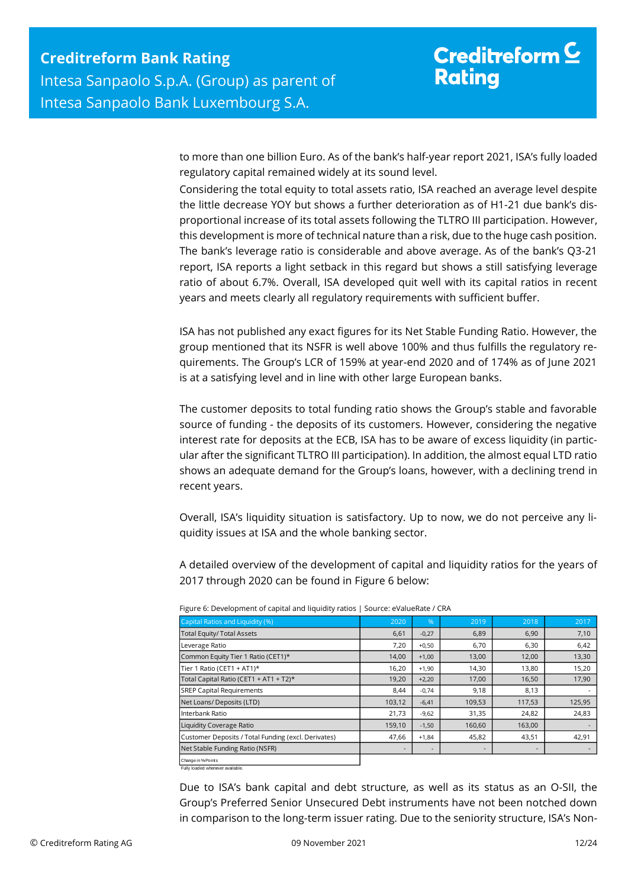to more than one billion Euro. As of the bank's half-year report 2021, ISA's fully loaded regulatory capital remained widely at its sound level.

Considering the total equity to total assets ratio, ISA reached an average level despite the little decrease YOY but shows a further deterioration as of H1-21 due bank's disproportional increase of its total assets following the TLTRO III participation. However, this development is more of technical nature than a risk, due to the huge cash position. The bank's leverage ratio is considerable and above average. As of the bank's Q3-21 report, ISA reports a light setback in this regard but shows a still satisfying leverage ratio of about 6.7%. Overall, ISA developed quit well with its capital ratios in recent years and meets clearly all regulatory requirements with sufficient buffer.

ISA has not published any exact figures for its Net Stable Funding Ratio. However, the group mentioned that its NSFR is well above 100% and thus fulfills the regulatory requirements. The Group's LCR of 159% at year-end 2020 and of 174% as of June 2021 is at a satisfying level and in line with other large European banks.

The customer deposits to total funding ratio shows the Group's stable and favorable source of funding - the deposits of its customers. However, considering the negative interest rate for deposits at the ECB, ISA has to be aware of excess liquidity (in particular after the significant TLTRO III participation). In addition, the almost equal LTD ratio shows an adequate demand for the Group's loans, however, with a declining trend in recent years.

Overall, ISA's liquidity situation is satisfactory. Up to now, we do not perceive any liquidity issues at ISA and the whole banking sector.

A detailed overview of the development of capital and liquidity ratios for the years of 2017 through 2020 can be found in Figure 6 below:

Figure 6: Development of capital and liquidity ratios | Source: eValueRate / CRA

| Capital Ratios and Liquidity (%) | 2020 | % | 2019 | 2018 | 2017 |
|---|---|---|---|---|---|
| Total Equity/ Total Assets | 6,61 | -0,27 | 6,89 | 6,90 | 7,10 |
| Leverage Ratio | 7,20 | +0,50 | 6,70 | 6,30 | 6,42 |
| Common Equity Tier 1 Ratio (CET1)* | 14,00 | +1,00 | 13,00 | 12,00 | 13,30 |
| Tier 1 Ratio (CET1 + AT1)* | 16,20 | +1,90 | 14,30 | 13,80 | 15,20 |
| Total Capital Ratio (CET1 + AT1 + T2)* | 19,20 | +2,20 | 17,00 | 16,50 | 17,90 |
| SREP Capital Requirements | 8,44 | -0,74 | 9,18 | 8,13 | - |
| Net Loans/ Deposits (LTD) | 103,12 | -6,41 | 109,53 | 117,53 | 125,95 |
| Interbank Ratio | 21,73 | -9,62 | 31,35 | 24,82 | 24,83 |
| Liquidity Coverage Ratio | 159,10 | -1,50 | 160,60 | 163,00 | - |
| Customer Deposits / Total Funding (excl. Derivates) | 47,66 | +1,84 | 45,82 | 43,51 | 42,91 |
| Net Stable Funding Ratio (NSFR) | - | - | - | - | - |

Change in %Points
Fully loaded whenever available.

Due to ISA's bank capital and debt structure, as well as its status as an O-SII, the Group's Preferred Senior Unsecured Debt instruments have not been notched down in comparison to the long-term issuer rating. Due to the seniority structure, ISA's Non-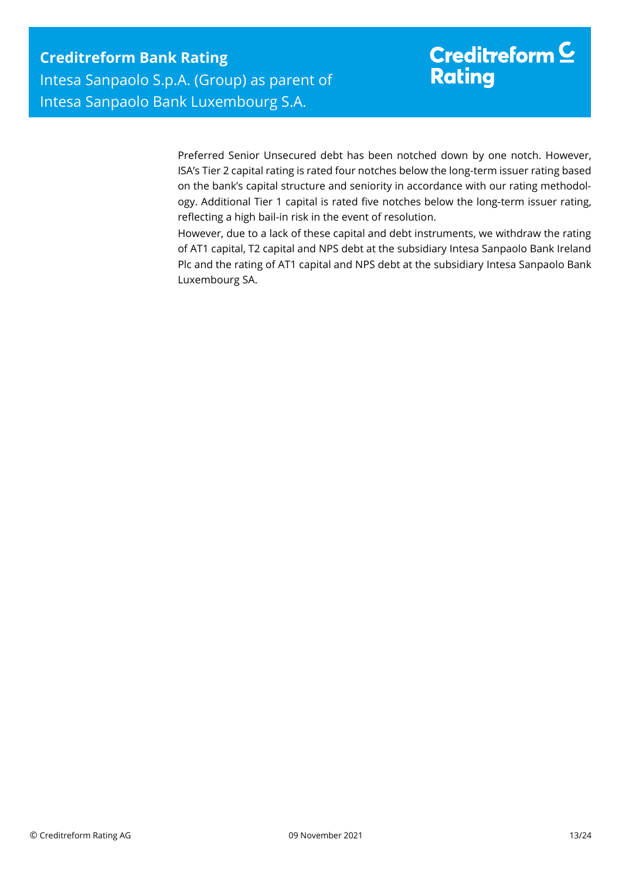Preferred Senior Unsecured debt has been notched down by one notch. However, ISA's Tier 2 capital rating is rated four notches below the long-term issuer rating based on the bank's capital structure and seniority in accordance with our rating methodology. Additional Tier 1 capital is rated five notches below the long-term issuer rating, reflecting a high bail-in risk in the event of resolution.

However, due to a lack of these capital and debt instruments, we withdraw the rating of AT1 capital, T2 capital and NPS debt at the subsidiary Intesa Sanpaolo Bank Ireland Plc and the rating of AT1 capital and NPS debt at the subsidiary Intesa Sanpaolo Bank Luxembourg SA.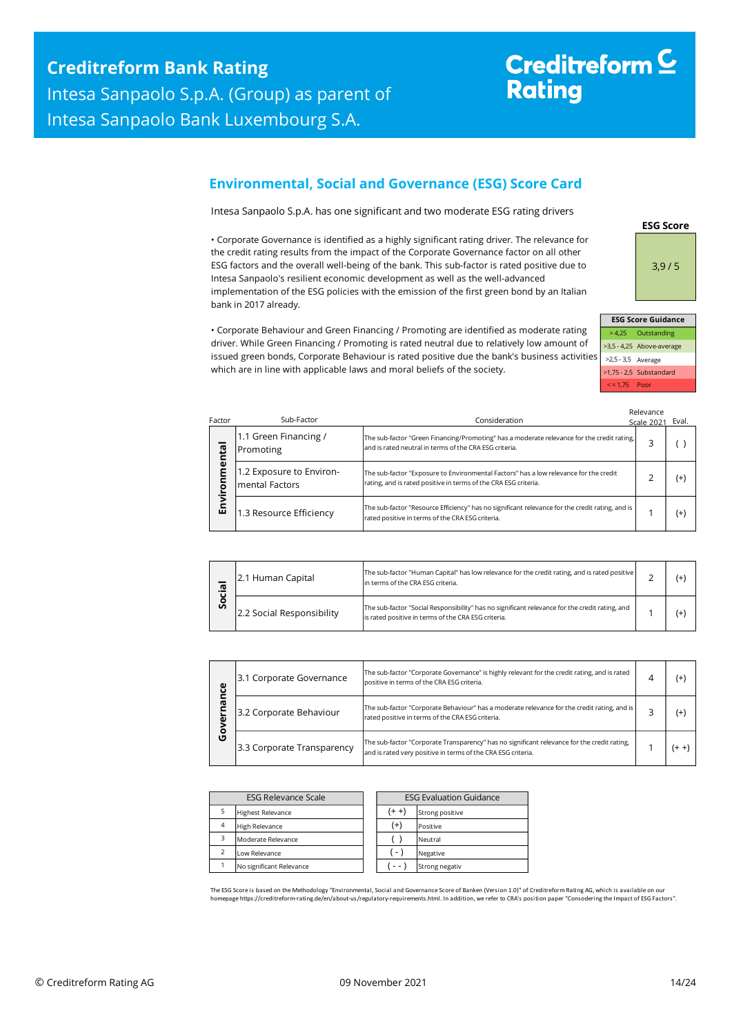## Environmental, Social and Governance (ESG) Score Card

Intesa Sanpaolo S.p.A. has one significant and two moderate ESG rating drivers

• Corporate Governance is identified as a highly significant rating driver. The relevance for the credit rating results from the impact of the Corporate Governance factor on all other ESG factors and the overall well-being of the bank. This sub-factor is rated positive due to Intesa Sanpaolo's resilient economic development as well as the well-advanced implementation of the ESG policies with the emission of the first green bond by an Italian bank in 2017 already.

• Corporate Behaviour and Green Financing / Promoting are identified as moderate rating driver. While Green Financing / Promoting is rated neutral due to relatively low amount of issued green bonds, Corporate Behaviour is rated positive due the bank's business activities which are in line with applicable laws and moral beliefs of the society.

| ESG Score |
|---|
| 3,9 / 5 |

| ESG Score Guidance | |
|---|---|
| > 4,25 | Outstanding |
| >3,5 - 4,25 | Above-average |
| >2,5 - 3,5 | Average |
| >1,75 - 2,5 | Substandard |
| < = 1,75 | Poor |

| Factor | Sub-Factor | Consideration | Relevance Scale 2021 | Eval. |
|---|---|---|---|---|
| Environmental | 1.1 Green Financing / Promoting | The sub-factor "Green Financing/Promoting" has a moderate relevance for the credit rating, and is rated neutral in terms of the CRA ESG criteria. | 3 | ( ) |
| | 1.2 Exposure to Environ-mental Factors | The sub-factor "Exposure to Environmental Factors" has a low relevance for the credit rating, and is rated positive in terms of the CRA ESG criteria. | 2 | (+) |
| | 1.3 Resource Efficiency | The sub-factor "Resource Efficiency" has no significant relevance for the credit rating, and is rated positive in terms of the CRA ESG criteria. | 1 | (+) |
| Social | 2.1 Human Capital | The sub-factor "Human Capital" has low relevance for the credit rating, and is rated positive in terms of the CRA ESG criteria. | 2 | (+) |
| | 2.2 Social Responsibility | The sub-factor "Social Responsibility" has no significant relevance for the credit rating, and is rated positive in terms of the CRA ESG criteria. | 1 | (+) |
| Governance | 3.1 Corporate Governance | The sub-factor "Corporate Governance" is highly relevant for the credit rating, and is rated positive in terms of the CRA ESG criteria. | 4 | (+) |
| | 3.2 Corporate Behaviour | The sub-factor "Corporate Behaviour" has a moderate relevance for the credit rating, and is rated positive in terms of the CRA ESG criteria. | 3 | (+) |
| | 3.3 Corporate Transparency | The sub-factor "Corporate Transparency" has no significant relevance for the credit rating, and is rated very positive in terms of the CRA ESG criteria. | 1 | (+ +) |

| ESG Relevance Scale | |
|---|---|
| 5 | Highest Relevance |
| 4 | High Relevance |
| 3 | Moderate Relevance |
| 2 | Low Relevance |
| 1 | No significant Relevance |

| ESG Evaluation Guidance | |
|---|---|
| (+ +) | Strong positive |
| (+) | Positive |
| ( ) | Neutral |
| ( - ) | Negative |
| ( - - ) | Strong negativ |

The ESG Score is based on the Methodology "Environmental, Social and Governance Score of Banken (Version 1.0)" of Creditreform Rating AG, which is available on our homepage https://creditreform-rating.de/en/about-us/regulatory-requirements.html. In addition, we refer to CRA's position paper "Consodering the Impact of ESG Factors".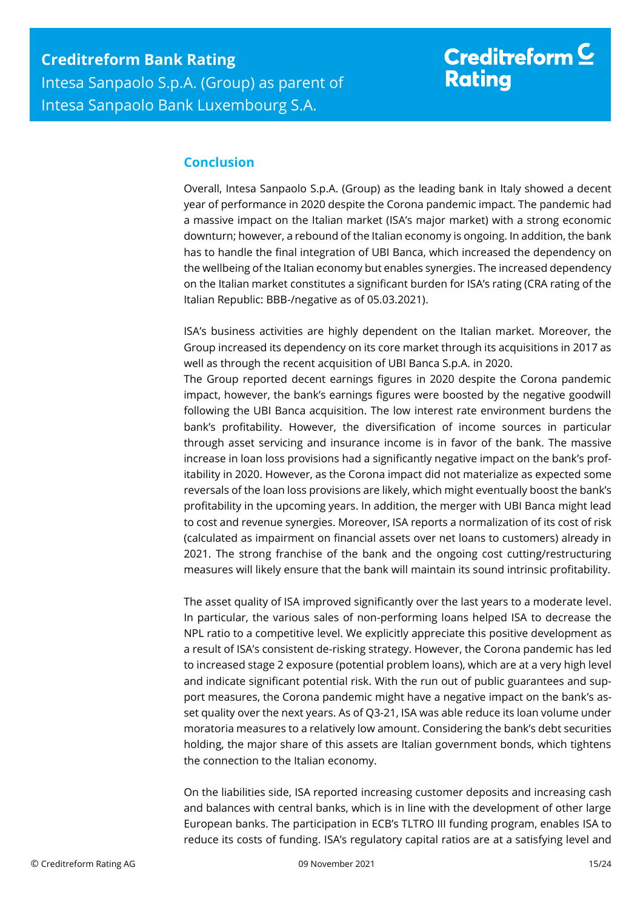## Conclusion

Overall, Intesa Sanpaolo S.p.A. (Group) as the leading bank in Italy showed a decent year of performance in 2020 despite the Corona pandemic impact. The pandemic had a massive impact on the Italian market (ISA's major market) with a strong economic downturn; however, a rebound of the Italian economy is ongoing. In addition, the bank has to handle the final integration of UBI Banca, which increased the dependency on the wellbeing of the Italian economy but enables synergies. The increased dependency on the Italian market constitutes a significant burden for ISA's rating (CRA rating of the Italian Republic: BBB-/negative as of 05.03.2021).

ISA's business activities are highly dependent on the Italian market. Moreover, the Group increased its dependency on its core market through its acquisitions in 2017 as well as through the recent acquisition of UBI Banca S.p.A. in 2020.
The Group reported decent earnings figures in 2020 despite the Corona pandemic impact, however, the bank's earnings figures were boosted by the negative goodwill following the UBI Banca acquisition. The low interest rate environment burdens the bank's profitability. However, the diversification of income sources in particular through asset servicing and insurance income is in favor of the bank. The massive increase in loan loss provisions had a significantly negative impact on the bank's profitability in 2020. However, as the Corona impact did not materialize as expected some reversals of the loan loss provisions are likely, which might eventually boost the bank's profitability in the upcoming years. In addition, the merger with UBI Banca might lead to cost and revenue synergies. Moreover, ISA reports a normalization of its cost of risk (calculated as impairment on financial assets over net loans to customers) already in 2021. The strong franchise of the bank and the ongoing cost cutting/restructuring measures will likely ensure that the bank will maintain its sound intrinsic profitability.

The asset quality of ISA improved significantly over the last years to a moderate level. In particular, the various sales of non-performing loans helped ISA to decrease the NPL ratio to a competitive level. We explicitly appreciate this positive development as a result of ISA's consistent de-risking strategy. However, the Corona pandemic has led to increased stage 2 exposure (potential problem loans), which are at a very high level and indicate significant potential risk. With the run out of public guarantees and support measures, the Corona pandemic might have a negative impact on the bank's asset quality over the next years. As of Q3-21, ISA was able reduce its loan volume under moratoria measures to a relatively low amount. Considering the bank's debt securities holding, the major share of this assets are Italian government bonds, which tightens the connection to the Italian economy.

On the liabilities side, ISA reported increasing customer deposits and increasing cash and balances with central banks, which is in line with the development of other large European banks. The participation in ECB's TLTRO III funding program, enables ISA to reduce its costs of funding. ISA's regulatory capital ratios are at a satisfying level and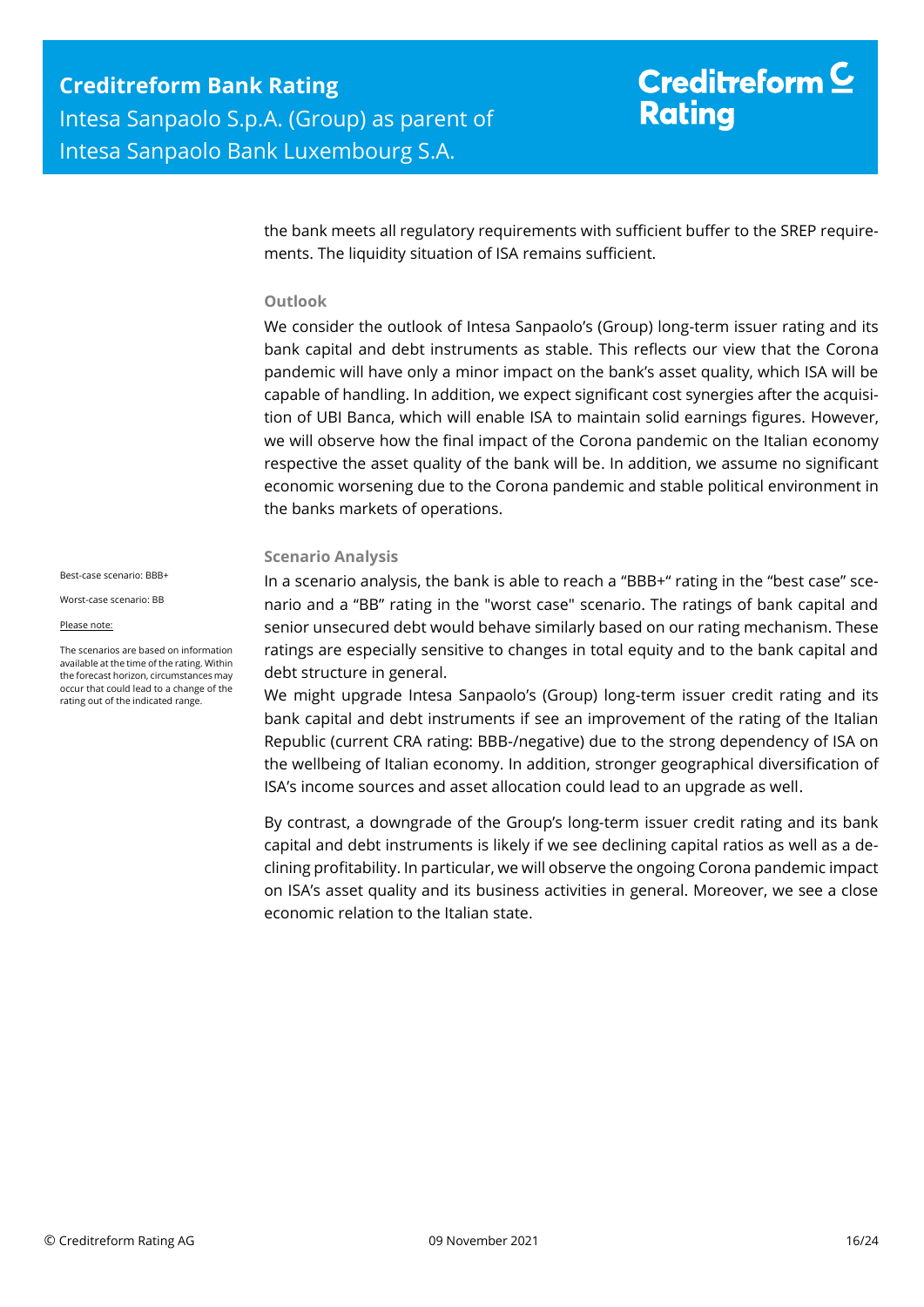the bank meets all regulatory requirements with sufficient buffer to the SREP requirements. The liquidity situation of ISA remains sufficient.

### Outlook

We consider the outlook of Intesa Sanpaolo's (Group) long-term issuer rating and its bank capital and debt instruments as stable. This reflects our view that the Corona pandemic will have only a minor impact on the bank's asset quality, which ISA will be capable of handling. In addition, we expect significant cost synergies after the acquisition of UBI Banca, which will enable ISA to maintain solid earnings figures. However, we will observe how the final impact of the Corona pandemic on the Italian economy respective the asset quality of the bank will be. In addition, we assume no significant economic worsening due to the Corona pandemic and stable political environment in the banks markets of operations.

### Scenario Analysis

Best-case scenario: BBB+

Worst-case scenario: BB

Please note:

The scenarios are based on information available at the time of the rating. Within the forecast horizon, circumstances may occur that could lead to a change of the rating out of the indicated range.

In a scenario analysis, the bank is able to reach a "BBB+" rating in the "best case" scenario and a "BB" rating in the "worst case" scenario. The ratings of bank capital and senior unsecured debt would behave similarly based on our rating mechanism. These ratings are especially sensitive to changes in total equity and to the bank capital and debt structure in general.

We might upgrade Intesa Sanpaolo's (Group) long-term issuer credit rating and its bank capital and debt instruments if see an improvement of the rating of the Italian Republic (current CRA rating: BBB-/negative) due to the strong dependency of ISA on the wellbeing of Italian economy. In addition, stronger geographical diversification of ISA's income sources and asset allocation could lead to an upgrade as well.

By contrast, a downgrade of the Group's long-term issuer credit rating and its bank capital and debt instruments is likely if we see declining capital ratios as well as a declining profitability. In particular, we will observe the ongoing Corona pandemic impact on ISA's asset quality and its business activities in general. Moreover, we see a close economic relation to the Italian state.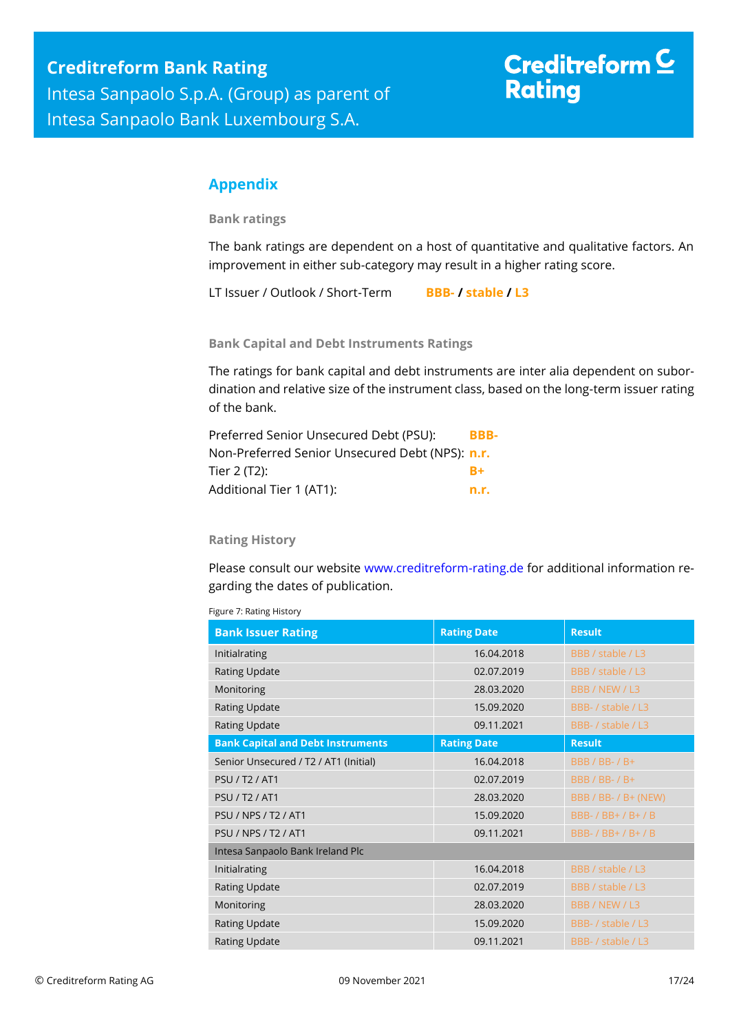## Appendix

### Bank ratings

The bank ratings are dependent on a host of quantitative and qualitative factors. An improvement in either sub-category may result in a higher rating score.

LT Issuer / Outlook / Short-Term **BBB- / stable / L3**

### Bank Capital and Debt Instruments Ratings

The ratings for bank capital and debt instruments are inter alia dependent on subordination and relative size of the instrument class, based on the long-term issuer rating of the bank.

| | |
|---|---|
| Preferred Senior Unsecured Debt (PSU): | **BBB-** |
| Non-Preferred Senior Unsecured Debt (NPS): | **n.r.** |
| Tier 2 (T2): | **B+** |
| Additional Tier 1 (AT1): | **n.r.** |

### Rating History

Please consult our website www.creditreform-rating.de for additional information regarding the dates of publication.

Figure 7: Rating History

| Bank Issuer Rating | Rating Date | Result |
|---|---|---|
| Initialrating | 16.04.2018 | BBB / stable / L3 |
| Rating Update | 02.07.2019 | BBB / stable / L3 |
| Monitoring | 28.03.2020 | BBB / NEW / L3 |
| Rating Update | 15.09.2020 | BBB- / stable / L3 |
| Rating Update | 09.11.2021 | BBB- / stable / L3 |
| **Bank Capital and Debt Instruments** | **Rating Date** | **Result** |
| Senior Unsecured / T2 / AT1 (Initial) | 16.04.2018 | BBB / BB- / B+ |
| PSU / T2 / AT1 | 02.07.2019 | BBB / BB- / B+ |
| PSU / T2 / AT1 | 28.03.2020 | BBB / BB- / B+ (NEW) |
| PSU / NPS / T2 / AT1 | 15.09.2020 | BBB- / BB+ / B+ / B |
| PSU / NPS / T2 / AT1 | 09.11.2021 | BBB- / BB+ / B+ / B |
| Intesa Sanpaolo Bank Ireland Plc | | |
| Initialrating | 16.04.2018 | BBB / stable / L3 |
| Rating Update | 02.07.2019 | BBB / stable / L3 |
| Monitoring | 28.03.2020 | BBB / NEW / L3 |
| Rating Update | 15.09.2020 | BBB- / stable / L3 |
| Rating Update | 09.11.2021 | BBB- / stable / L3 |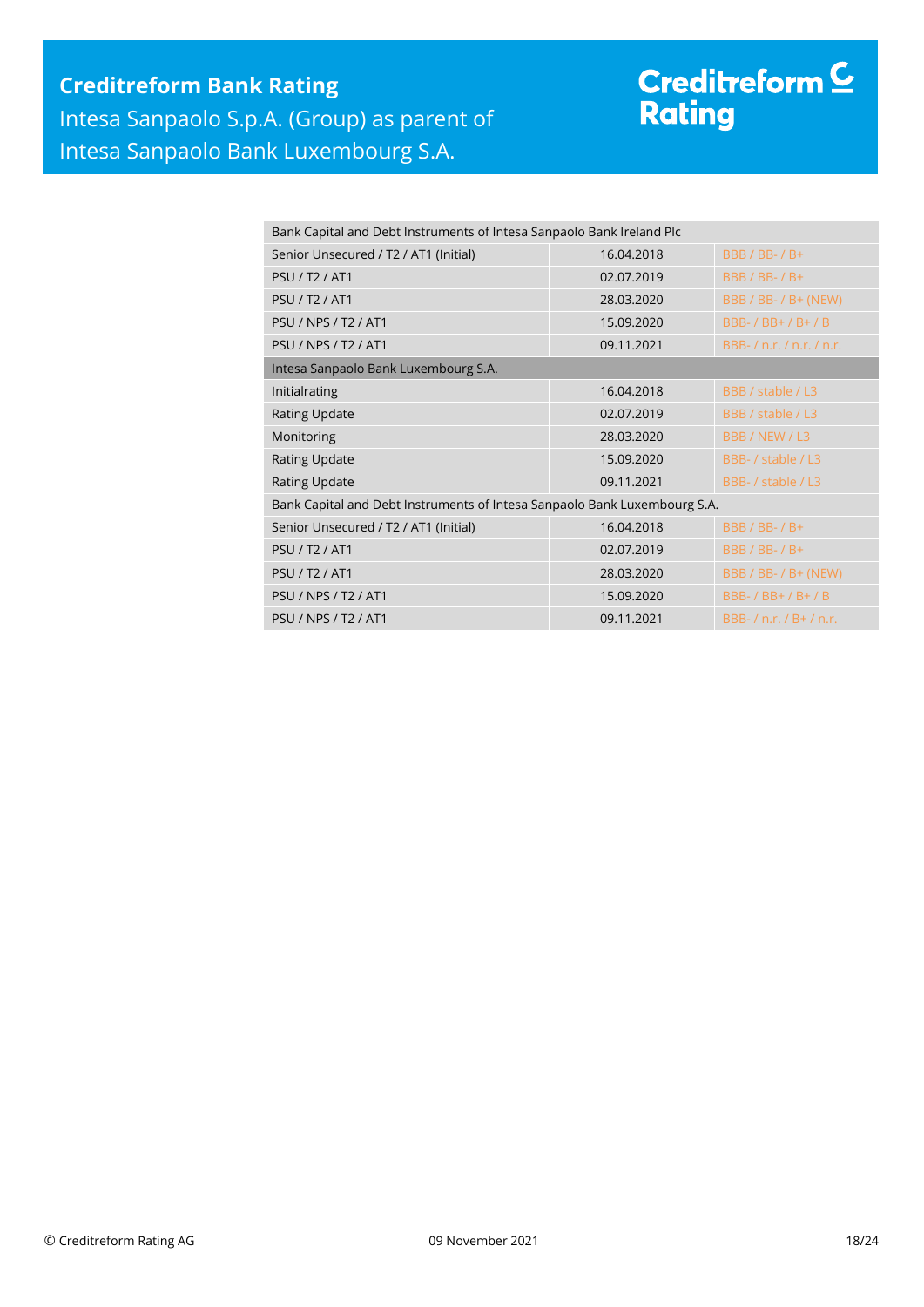| Bank Capital and Debt Instruments of Intesa Sanpaolo Bank Ireland Plc | | |
|---|---|---|
| Senior Unsecured / T2 / AT1 (Initial) | 16.04.2018 | BBB / BB- / B+ |
| PSU / T2 / AT1 | 02.07.2019 | BBB / BB- / B+ |
| PSU / T2 / AT1 | 28.03.2020 | BBB / BB- / B+ (NEW) |
| PSU / NPS / T2 / AT1 | 15.09.2020 | BBB- / BB+ / B+ / B |
| PSU / NPS / T2 / AT1 | 09.11.2021 | BBB- / n.r. / n.r. / n.r. |
| **Intesa Sanpaolo Bank Luxembourg S.A.** | | |
| Initialrating | 16.04.2018 | BBB / stable / L3 |
| Rating Update | 02.07.2019 | BBB / stable / L3 |
| Monitoring | 28.03.2020 | BBB / NEW / L3 |
| Rating Update | 15.09.2020 | BBB- / stable / L3 |
| Rating Update | 09.11.2021 | BBB- / stable / L3 |
| **Bank Capital and Debt Instruments of Intesa Sanpaolo Bank Luxembourg S.A.** | | |
| Senior Unsecured / T2 / AT1 (Initial) | 16.04.2018 | BBB / BB- / B+ |
| PSU / T2 / AT1 | 02.07.2019 | BBB / BB- / B+ |
| PSU / T2 / AT1 | 28.03.2020 | BBB / BB- / B+ (NEW) |
| PSU / NPS / T2 / AT1 | 15.09.2020 | BBB- / BB+ / B+ / B |
| PSU / NPS / T2 / AT1 | 09.11.2021 | BBB- / n.r. / B+ / n.r. |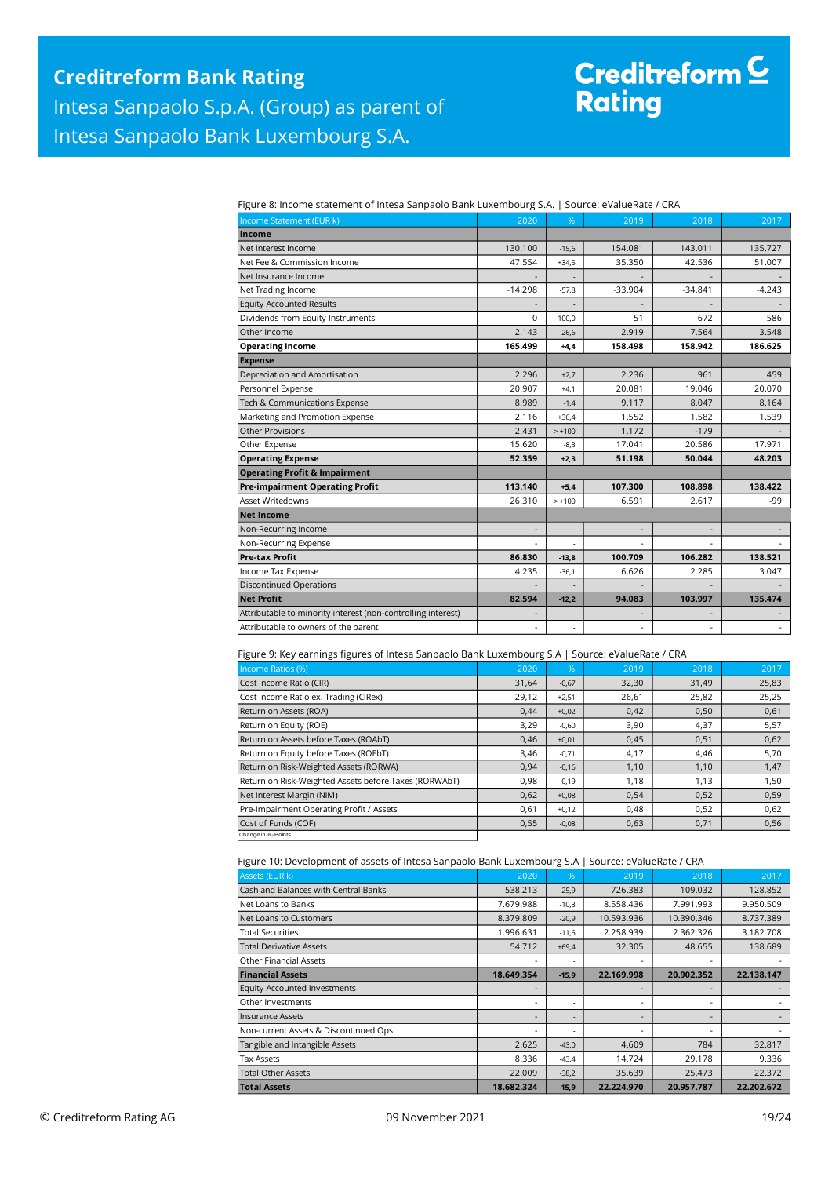Figure 8: Income statement of Intesa Sanpaolo Bank Luxembourg S.A. | Source: eValueRate / CRA

| Income Statement (EUR k) | 2020 | % | 2019 | 2018 | 2017 |
|---|---|---|---|---|---|
| **Income** | | | | | |
| Net Interest Income | 130.100 | -15,6 | 154.081 | 143.011 | 135.727 |
| Net Fee & Commission Income | 47.554 | +34,5 | 35.350 | 42.536 | 51.007 |
| Net Insurance Income | - | - | - | - | - |
| Net Trading Income | -14.298 | -57,8 | -33.904 | -34.841 | -4.243 |
| Equity Accounted Results | - | - | - | - | - |
| Dividends from Equity Instruments | 0 | -100,0 | 51 | 672 | 586 |
| Other Income | 2.143 | -26,6 | 2.919 | 7.564 | 3.548 |
| **Operating Income** | **165.499** | **+4,4** | **158.498** | **158.942** | **186.625** |
| **Expense** | | | | | |
| Depreciation and Amortisation | 2.296 | +2,7 | 2.236 | 961 | 459 |
| Personnel Expense | 20.907 | +4,1 | 20.081 | 19.046 | 20.070 |
| Tech & Communications Expense | 8.989 | -1,4 | 9.117 | 8.047 | 8.164 |
| Marketing and Promotion Expense | 2.116 | +36,4 | 1.552 | 1.582 | 1.539 |
| Other Provisions | 2.431 | > +100 | 1.172 | -179 | - |
| Other Expense | 15.620 | -8,3 | 17.041 | 20.586 | 17.971 |
| **Operating Expense** | **52.359** | **+2,3** | **51.198** | **50.044** | **48.203** |
| **Operating Profit & Impairment** | | | | | |
| **Pre-impairment Operating Profit** | **113.140** | **+5,4** | **107.300** | **108.898** | **138.422** |
| Asset Writedowns | 26.310 | > +100 | 6.591 | 2.617 | -99 |
| **Net Income** | | | | | |
| Non-Recurring Income | - | - | - | - | - |
| Non-Recurring Expense | - | - | - | - | - |
| **Pre-tax Profit** | **86.830** | **-13,8** | **100.709** | **106.282** | **138.521** |
| Income Tax Expense | 4.235 | -36,1 | 6.626 | 2.285 | 3.047 |
| Discontinued Operations | - | - | - | - | - |
| **Net Profit** | **82.594** | **-12,2** | **94.083** | **103.997** | **135.474** |
| Attributable to minority interest (non-controlling interest) | - | - | - | - | - |
| Attributable to owners of the parent | - | - | - | - | - |

Figure 9: Key earnings figures of Intesa Sanpaolo Bank Luxembourg S.A | Source: eValueRate / CRA

| Income Ratios (%) | 2020 | % | 2019 | 2018 | 2017 |
|---|---|---|---|---|---|
| Cost Income Ratio (CIR) | 31,64 | -0,67 | 32,30 | 31,49 | 25,83 |
| Cost Income Ratio ex. Trading (CIRex) | 29,12 | +2,51 | 26,61 | 25,82 | 25,25 |
| Return on Assets (ROA) | 0,44 | +0,02 | 0,42 | 0,50 | 0,61 |
| Return on Equity (ROE) | 3,29 | -0,60 | 3,90 | 4,37 | 5,57 |
| Return on Assets before Taxes (ROAbT) | 0,46 | +0,01 | 0,45 | 0,51 | 0,62 |
| Return on Equity before Taxes (ROEbT) | 3,46 | -0,71 | 4,17 | 4,46 | 5,70 |
| Return on Risk-Weighted Assets (RORWA) | 0,94 | -0,16 | 1,10 | 1,10 | 1,47 |
| Return on Risk-Weighted Assets before Taxes (RORWAbT) | 0,98 | -0,19 | 1,18 | 1,13 | 1,50 |
| Net Interest Margin (NIM) | 0,62 | +0,08 | 0,54 | 0,52 | 0,59 |
| Pre-Impairment Operating Profit / Assets | 0,61 | +0,12 | 0,48 | 0,52 | 0,62 |
| Cost of Funds (COF) | 0,55 | -0,08 | 0,63 | 0,71 | 0,56 |

Change in %-Points

Figure 10: Development of assets of Intesa Sanpaolo Bank Luxembourg S.A | Source: eValueRate / CRA

| Assets (EUR k) | 2020 | % | 2019 | 2018 | 2017 |
|---|---|---|---|---|---|
| Cash and Balances with Central Banks | 538.213 | -25,9 | 726.383 | 109.032 | 128.852 |
| Net Loans to Banks | 7.679.988 | -10,3 | 8.558.436 | 7.991.993 | 9.950.509 |
| Net Loans to Customers | 8.379.809 | -20,9 | 10.593.936 | 10.390.346 | 8.737.389 |
| Total Securities | 1.996.631 | -11,6 | 2.258.939 | 2.362.326 | 3.182.708 |
| Total Derivative Assets | 54.712 | +69,4 | 32.305 | 48.655 | 138.689 |
| Other Financial Assets | - | - | - | - | - |
| **Financial Assets** | **18.649.354** | **-15,9** | **22.169.998** | **20.902.352** | **22.138.147** |
| Equity Accounted Investments | - | - | - | - | - |
| Other Investments | - | - | - | - | - |
| Insurance Assets | - | - | - | - | - |
| Non-current Assets & Discontinued Ops | - | - | - | - | - |
| Tangible and Intangible Assets | 2.625 | -43,0 | 4.609 | 784 | 32.817 |
| Tax Assets | 8.336 | -43,4 | 14.724 | 29.178 | 9.336 |
| Total Other Assets | 22.009 | -38,2 | 35.639 | 25.473 | 22.372 |
| **Total Assets** | **18.682.324** | **-15,9** | **22.224.970** | **20.957.787** | **22.202.672** |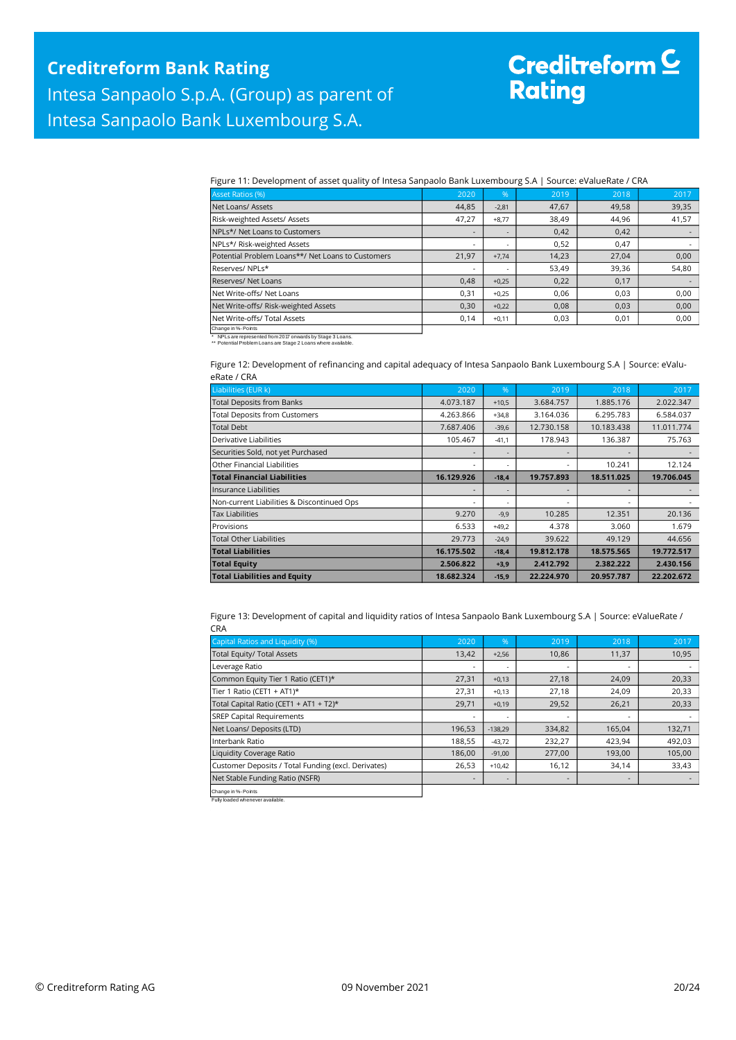Figure 11: Development of asset quality of Intesa Sanpaolo Bank Luxembourg S.A | Source: eValueRate / CRA

| Asset Ratios (%) | 2020 | % | 2019 | 2018 | 2017 |
|---|---|---|---|---|---|
| Net Loans/ Assets | 44,85 | -2,81 | 47,67 | 49,58 | 39,35 |
| Risk-weighted Assets/ Assets | 47,27 | +8,77 | 38,49 | 44,96 | 41,57 |
| NPLs*/ Net Loans to Customers | - | - | 0,42 | 0,42 | - |
| NPLs*/ Risk-weighted Assets | - | - | 0,52 | 0,47 | - |
| Potential Problem Loans**/ Net Loans to Customers | 21,97 | +7,74 | 14,23 | 27,04 | 0,00 |
| Reserves/ NPLs* | - | - | 53,49 | 39,36 | 54,80 |
| Reserves/ Net Loans | 0,48 | +0,25 | 0,22 | 0,17 | - |
| Net Write-offs/ Net Loans | 0,31 | +0,25 | 0,06 | 0,03 | 0,00 |
| Net Write-offs/ Risk-weighted Assets | 0,30 | +0,22 | 0,08 | 0,03 | 0,00 |
| Net Write-offs/ Total Assets | 0,14 | +0,11 | 0,03 | 0,01 | 0,00 |

Change in %-Points

\* NPLs are represented from 2017 onwards by Stage 3 Loans.
\*\* Potential Problem Loans are Stage 2 Loans where available.

Figure 12: Development of refinancing and capital adequacy of Intesa Sanpaolo Bank Luxembourg S.A | Source: eValueRate / CRA

| Liabilities (EUR k) | 2020 | % | 2019 | 2018 | 2017 |
|---|---|---|---|---|---|
| Total Deposits from Banks | 4.073.187 | +10,5 | 3.684.757 | 1.885.176 | 2.022.347 |
| Total Deposits from Customers | 4.263.866 | +34,8 | 3.164.036 | 6.295.783 | 6.584.037 |
| Total Debt | 7.687.406 | -39,6 | 12.730.158 | 10.183.438 | 11.011.774 |
| Derivative Liabilities | 105.467 | -41,1 | 178.943 | 136.387 | 75.763 |
| Securities Sold, not yet Purchased | - | - | - | - | - |
| Other Financial Liabilities | - | - | - | 10.241 | 12.124 |
| **Total Financial Liabilities** | **16.129.926** | **-18,4** | **19.757.893** | **18.511.025** | **19.706.045** |
| Insurance Liabilities | - | - | - | - | - |
| Non-current Liabilities & Discontinued Ops | - | - | - | - | - |
| Tax Liabilities | 9.270 | -9,9 | 10.285 | 12.351 | 20.136 |
| Provisions | 6.533 | +49,2 | 4.378 | 3.060 | 1.679 |
| Total Other Liabilities | 29.773 | -24,9 | 39.622 | 49.129 | 44.656 |
| **Total Liabilities** | **16.175.502** | **-18,4** | **19.812.178** | **18.575.565** | **19.772.517** |
| **Total Equity** | **2.506.822** | **+3,9** | **2.412.792** | **2.382.222** | **2.430.156** |
| **Total Liabilities and Equity** | **18.682.324** | **-15,9** | **22.224.970** | **20.957.787** | **22.202.672** |

Figure 13: Development of capital and liquidity ratios of Intesa Sanpaolo Bank Luxembourg S.A | Source: eValueRate / CRA

| Capital Ratios and Liquidity (%) | 2020 | % | 2019 | 2018 | 2017 |
|---|---|---|---|---|---|
| Total Equity/ Total Assets | 13,42 | +2,56 | 10,86 | 11,37 | 10,95 |
| Leverage Ratio | - | - | - | - | - |
| Common Equity Tier 1 Ratio (CET1)* | 27,31 | +0,13 | 27,18 | 24,09 | 20,33 |
| Tier 1 Ratio (CET1 + AT1)* | 27,31 | +0,13 | 27,18 | 24,09 | 20,33 |
| Total Capital Ratio (CET1 + AT1 + T2)* | 29,71 | +0,19 | 29,52 | 26,21 | 20,33 |
| SREP Capital Requirements | - | - | - | - | - |
| Net Loans/ Deposits (LTD) | 196,53 | -138,29 | 334,82 | 165,04 | 132,71 |
| Interbank Ratio | 188,55 | -43,72 | 232,27 | 423,94 | 492,03 |
| Liquidity Coverage Ratio | 186,00 | -91,00 | 277,00 | 193,00 | 105,00 |
| Customer Deposits / Total Funding (excl. Derivates) | 26,53 | +10,42 | 16,12 | 34,14 | 33,43 |
| Net Stable Funding Ratio (NSFR) | - | - | - | - | - |

Change in %-Points

Fully loaded whenever available.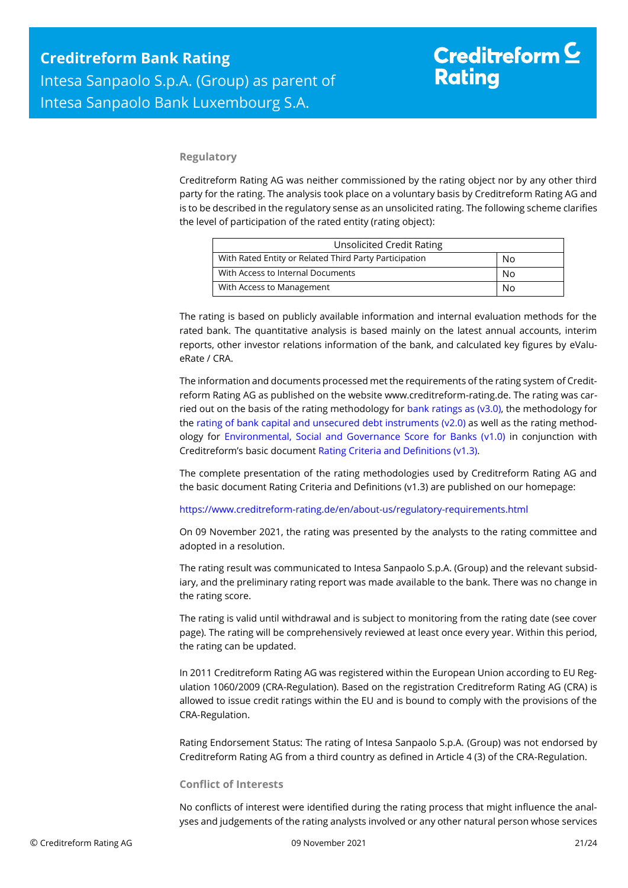## Regulatory

Creditreform Rating AG was neither commissioned by the rating object nor by any other third party for the rating. The analysis took place on a voluntary basis by Creditreform Rating AG and is to be described in the regulatory sense as an unsolicited rating. The following scheme clarifies the level of participation of the rated entity (rating object):

| Unsolicited Credit Rating | |
|---|---|
| With Rated Entity or Related Third Party Participation | No |
| With Access to Internal Documents | No |
| With Access to Management | No |

The rating is based on publicly available information and internal evaluation methods for the rated bank. The quantitative analysis is based mainly on the latest annual accounts, interim reports, other investor relations information of the bank, and calculated key figures by eValueRate / CRA.

The information and documents processed met the requirements of the rating system of Creditreform Rating AG as published on the website www.creditreform-rating.de. The rating was carried out on the basis of the rating methodology for bank ratings as (v3.0), the methodology for the rating of bank capital and unsecured debt instruments (v2.0) as well as the rating methodology for Environmental, Social and Governance Score for Banks (v1.0) in conjunction with Creditreform's basic document Rating Criteria and Definitions (v1.3).

The complete presentation of the rating methodologies used by Creditreform Rating AG and the basic document Rating Criteria and Definitions (v1.3) are published on our homepage:

https://www.creditreform-rating.de/en/about-us/regulatory-requirements.html

On 09 November 2021, the rating was presented by the analysts to the rating committee and adopted in a resolution.

The rating result was communicated to Intesa Sanpaolo S.p.A. (Group) and the relevant subsidiary, and the preliminary rating report was made available to the bank. There was no change in the rating score.

The rating is valid until withdrawal and is subject to monitoring from the rating date (see cover page). The rating will be comprehensively reviewed at least once every year. Within this period, the rating can be updated.

In 2011 Creditreform Rating AG was registered within the European Union according to EU Regulation 1060/2009 (CRA-Regulation). Based on the registration Creditreform Rating AG (CRA) is allowed to issue credit ratings within the EU and is bound to comply with the provisions of the CRA-Regulation.

Rating Endorsement Status: The rating of Intesa Sanpaolo S.p.A. (Group) was not endorsed by Creditreform Rating AG from a third country as defined in Article 4 (3) of the CRA-Regulation.

## Conflict of Interests

No conflicts of interest were identified during the rating process that might influence the analyses and judgements of the rating analysts involved or any other natural person whose services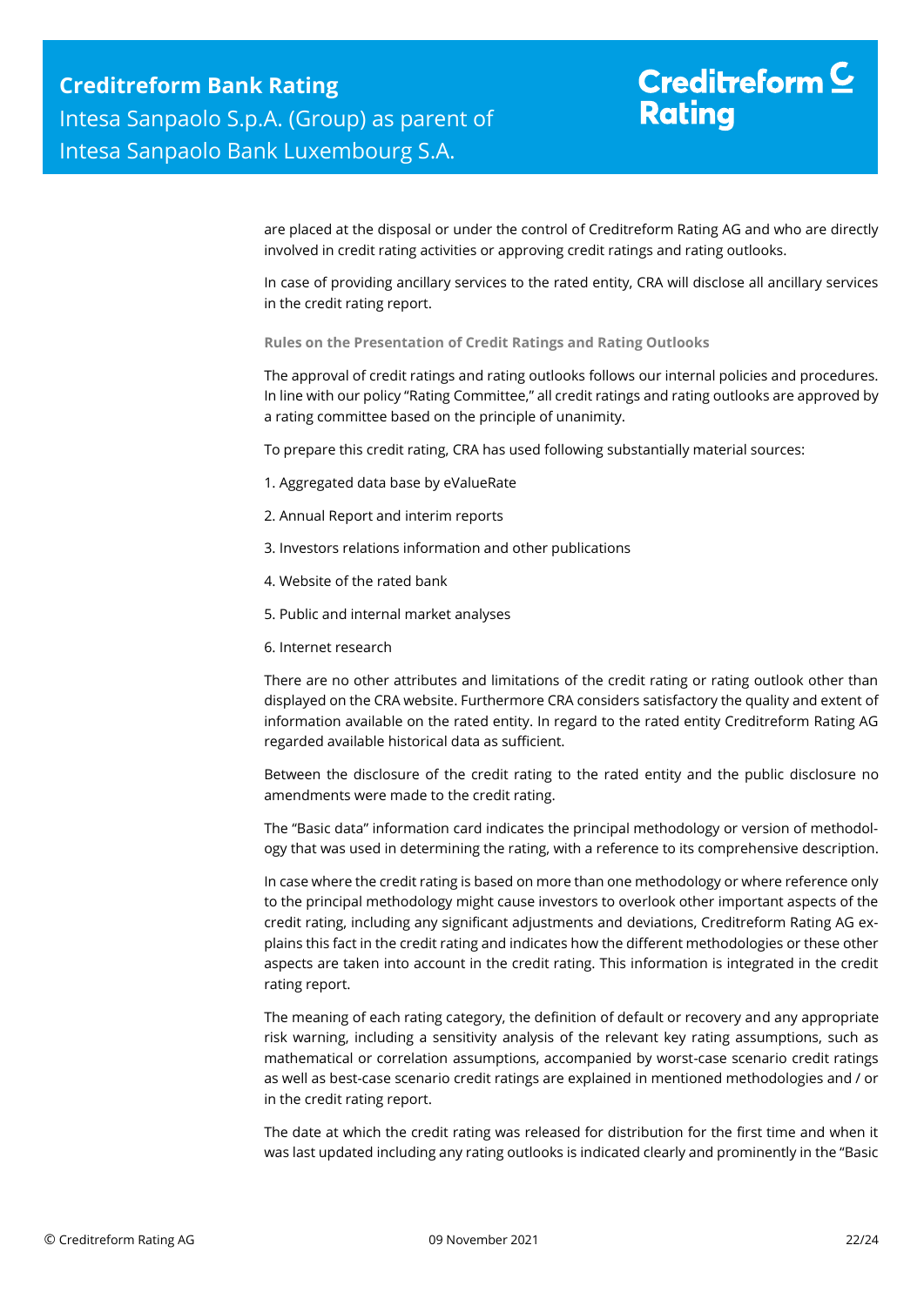are placed at the disposal or under the control of Creditreform Rating AG and who are directly involved in credit rating activities or approving credit ratings and rating outlooks.

In case of providing ancillary services to the rated entity, CRA will disclose all ancillary services in the credit rating report.

### Rules on the Presentation of Credit Ratings and Rating Outlooks

The approval of credit ratings and rating outlooks follows our internal policies and procedures. In line with our policy "Rating Committee," all credit ratings and rating outlooks are approved by a rating committee based on the principle of unanimity.

To prepare this credit rating, CRA has used following substantially material sources:

1. Aggregated data base by eValueRate

2. Annual Report and interim reports

3. Investors relations information and other publications

4. Website of the rated bank

5. Public and internal market analyses

6. Internet research

There are no other attributes and limitations of the credit rating or rating outlook other than displayed on the CRA website. Furthermore CRA considers satisfactory the quality and extent of information available on the rated entity. In regard to the rated entity Creditreform Rating AG regarded available historical data as sufficient.

Between the disclosure of the credit rating to the rated entity and the public disclosure no amendments were made to the credit rating.

The "Basic data" information card indicates the principal methodology or version of methodology that was used in determining the rating, with a reference to its comprehensive description.

In case where the credit rating is based on more than one methodology or where reference only to the principal methodology might cause investors to overlook other important aspects of the credit rating, including any significant adjustments and deviations, Creditreform Rating AG explains this fact in the credit rating and indicates how the different methodologies or these other aspects are taken into account in the credit rating. This information is integrated in the credit rating report.

The meaning of each rating category, the definition of default or recovery and any appropriate risk warning, including a sensitivity analysis of the relevant key rating assumptions, such as mathematical or correlation assumptions, accompanied by worst-case scenario credit ratings as well as best-case scenario credit ratings are explained in mentioned methodologies and / or in the credit rating report.

The date at which the credit rating was released for distribution for the first time and when it was last updated including any rating outlooks is indicated clearly and prominently in the "Basic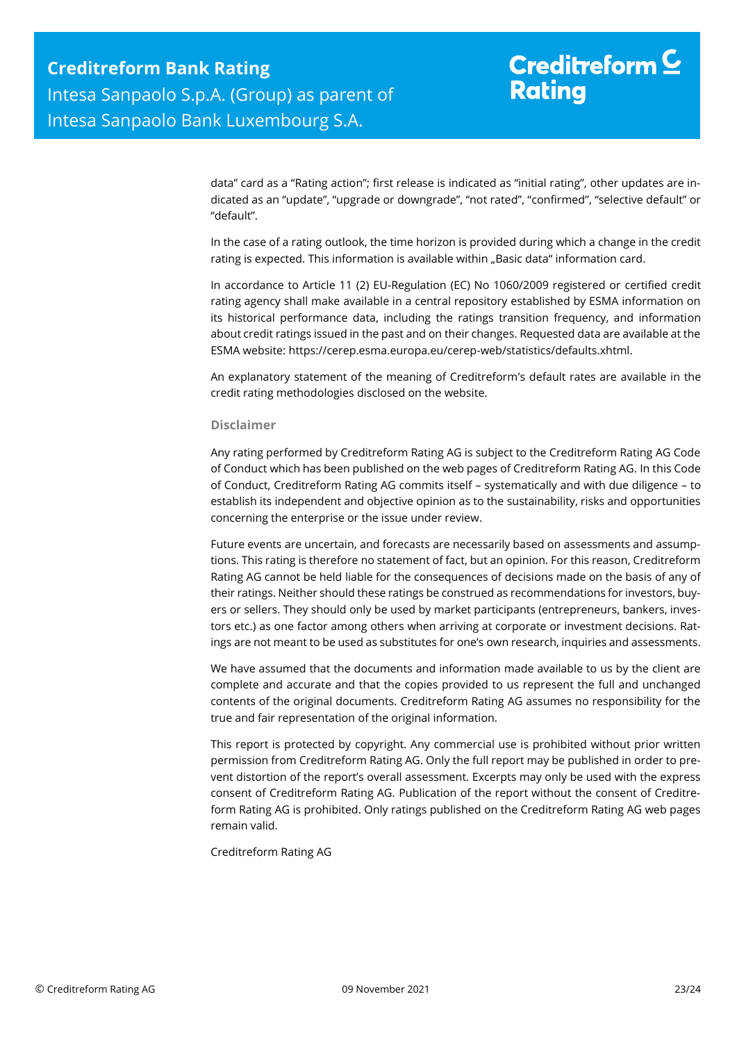data" card as a "Rating action"; first release is indicated as "initial rating", other updates are indicated as an "update", "upgrade or downgrade", "not rated", "confirmed", "selective default" or "default".

In the case of a rating outlook, the time horizon is provided during which a change in the credit rating is expected. This information is available within „Basic data" information card.

In accordance to Article 11 (2) EU-Regulation (EC) No 1060/2009 registered or certified credit rating agency shall make available in a central repository established by ESMA information on its historical performance data, including the ratings transition frequency, and information about credit ratings issued in the past and on their changes. Requested data are available at the ESMA website: https://cerep.esma.europa.eu/cerep-web/statistics/defaults.xhtml.

An explanatory statement of the meaning of Creditreform's default rates are available in the credit rating methodologies disclosed on the website.

### Disclaimer

Any rating performed by Creditreform Rating AG is subject to the Creditreform Rating AG Code of Conduct which has been published on the web pages of Creditreform Rating AG. In this Code of Conduct, Creditreform Rating AG commits itself – systematically and with due diligence – to establish its independent and objective opinion as to the sustainability, risks and opportunities concerning the enterprise or the issue under review.

Future events are uncertain, and forecasts are necessarily based on assessments and assumptions. This rating is therefore no statement of fact, but an opinion. For this reason, Creditreform Rating AG cannot be held liable for the consequences of decisions made on the basis of any of their ratings. Neither should these ratings be construed as recommendations for investors, buyers or sellers. They should only be used by market participants (entrepreneurs, bankers, investors etc.) as one factor among others when arriving at corporate or investment decisions. Ratings are not meant to be used as substitutes for one's own research, inquiries and assessments.

We have assumed that the documents and information made available to us by the client are complete and accurate and that the copies provided to us represent the full and unchanged contents of the original documents. Creditreform Rating AG assumes no responsibility for the true and fair representation of the original information.

This report is protected by copyright. Any commercial use is prohibited without prior written permission from Creditreform Rating AG. Only the full report may be published in order to prevent distortion of the report's overall assessment. Excerpts may only be used with the express consent of Creditreform Rating AG. Publication of the report without the consent of Creditreform Rating AG is prohibited. Only ratings published on the Creditreform Rating AG web pages remain valid.

Creditreform Rating AG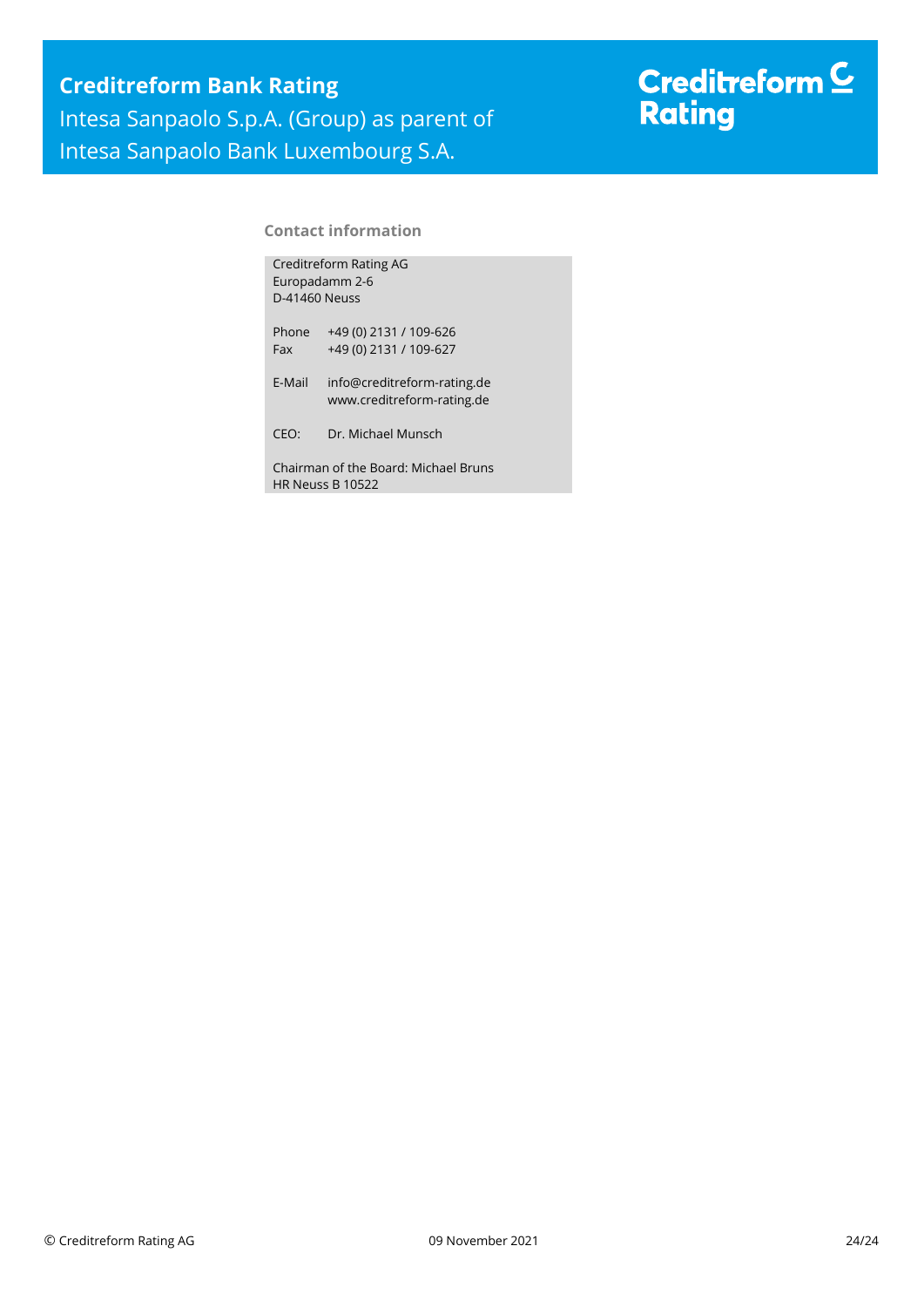#### Contact information

Creditreform Rating AG
Europadamm 2-6
D-41460 Neuss

Phone +49 (0) 2131 / 109-626
Fax +49 (0) 2131 / 109-627

E-Mail info@creditreform-rating.de
www.creditreform-rating.de

CEO: Dr. Michael Munsch

Chairman of the Board: Michael Bruns
HR Neuss B 10522